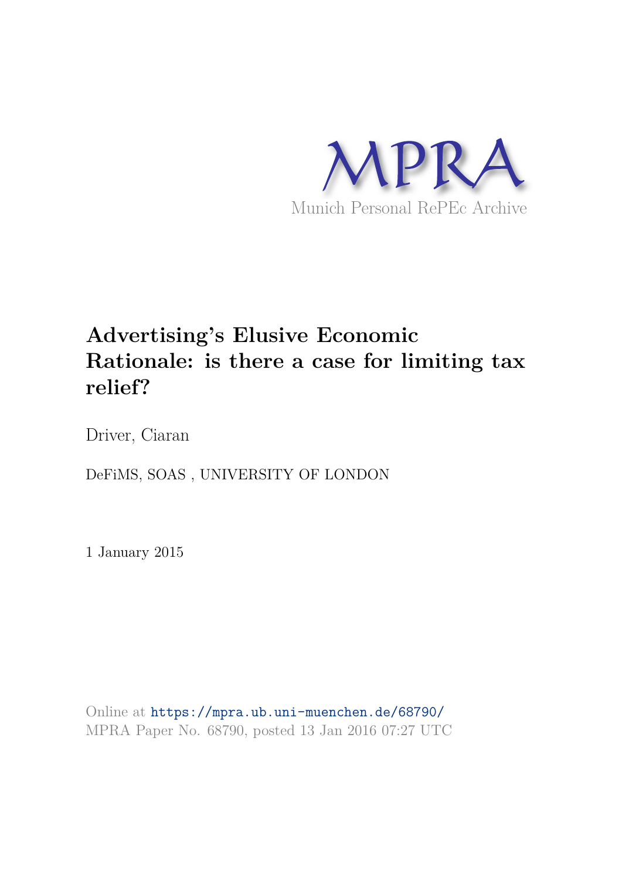MPRA

Munich Personal RePEc Archive

# Advertising's Elusive Economic Rationale: is there a case for limiting tax relief?

Driver, Ciaran

DeFiMS, SOAS , UNIVERSITY OF LONDON

1 January 2015

Online at https://mpra.ub.uni-muenchen.de/68790/
MPRA Paper No. 68790, posted 13 Jan 2016 07:27 UTC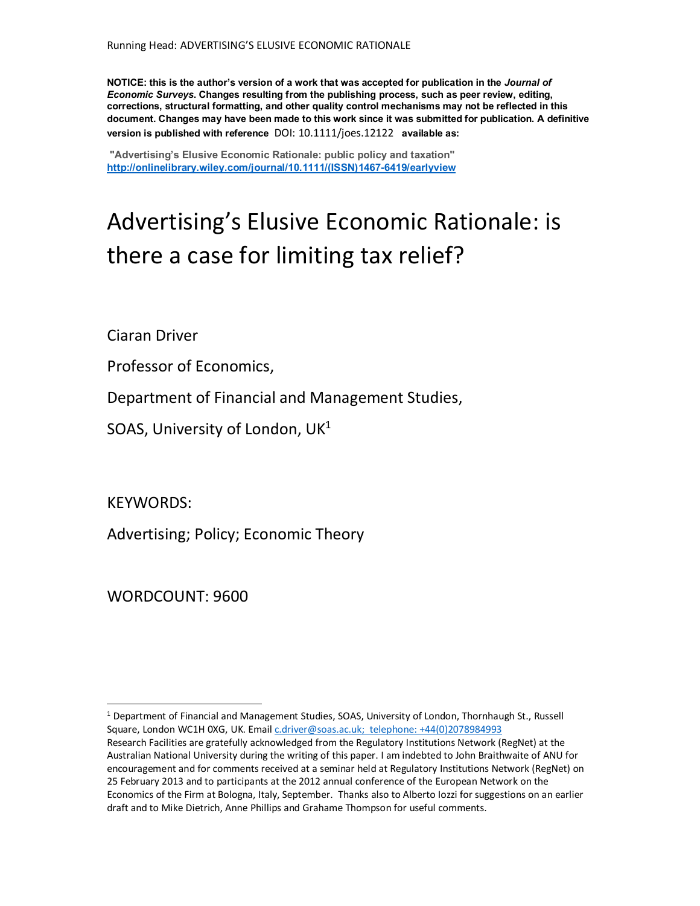**NOTICE: this is the author's version of a work that was accepted for publication in the *Journal of Economic Surveys*. Changes resulting from the publishing process, such as peer review, editing, corrections, structural formatting, and other quality control mechanisms may not be reflected in this document. Changes may have been made to this work since it was submitted for publication. A definitive version is published with reference** DOI: 10.1111/joes.12122 **available as:**

**"Advertising's Elusive Economic Rationale: public policy and taxation"**
**http://onlinelibrary.wiley.com/journal/10.1111/(ISSN)1467-6419/earlyview**

# Advertising's Elusive Economic Rationale: is there a case for limiting tax relief?

Ciaran Driver

Professor of Economics,

Department of Financial and Management Studies,

SOAS, University of London, UK[1]

KEYWORDS:

Advertising; Policy; Economic Theory

WORDCOUNT: 9600

[1] Department of Financial and Management Studies, SOAS, University of London, Thornhaugh St., Russell Square, London WC1H 0XG, UK. Email c.driver@soas.ac.uk; telephone: +44(0)2078984993
Research Facilities are gratefully acknowledged from the Regulatory Institutions Network (RegNet) at the Australian National University during the writing of this paper. I am indebted to John Braithwaite of ANU for encouragement and for comments received at a seminar held at Regulatory Institutions Network (RegNet) on 25 February 2013 and to participants at the 2012 annual conference of the European Network on the Economics of the Firm at Bologna, Italy, September. Thanks also to Alberto Iozzi for suggestions on an earlier draft and to Mike Dietrich, Anne Phillips and Grahame Thompson for useful comments.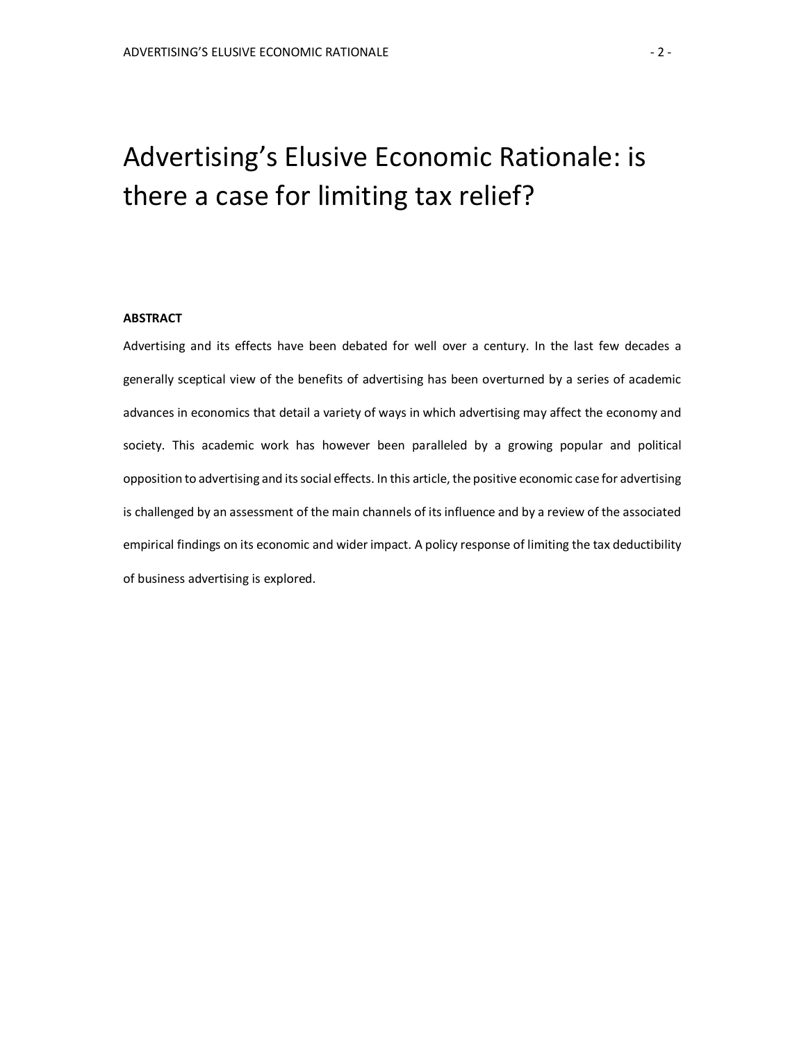# Advertising’s Elusive Economic Rationale: is there a case for limiting tax relief?

**ABSTRACT**

Advertising and its effects have been debated for well over a century. In the last few decades a generally sceptical view of the benefits of advertising has been overturned by a series of academic advances in economics that detail a variety of ways in which advertising may affect the economy and society. This academic work has however been paralleled by a growing popular and political opposition to advertising and its social effects. In this article, the positive economic case for advertising is challenged by an assessment of the main channels of its influence and by a review of the associated empirical findings on its economic and wider impact. A policy response of limiting the tax deductibility of business advertising is explored.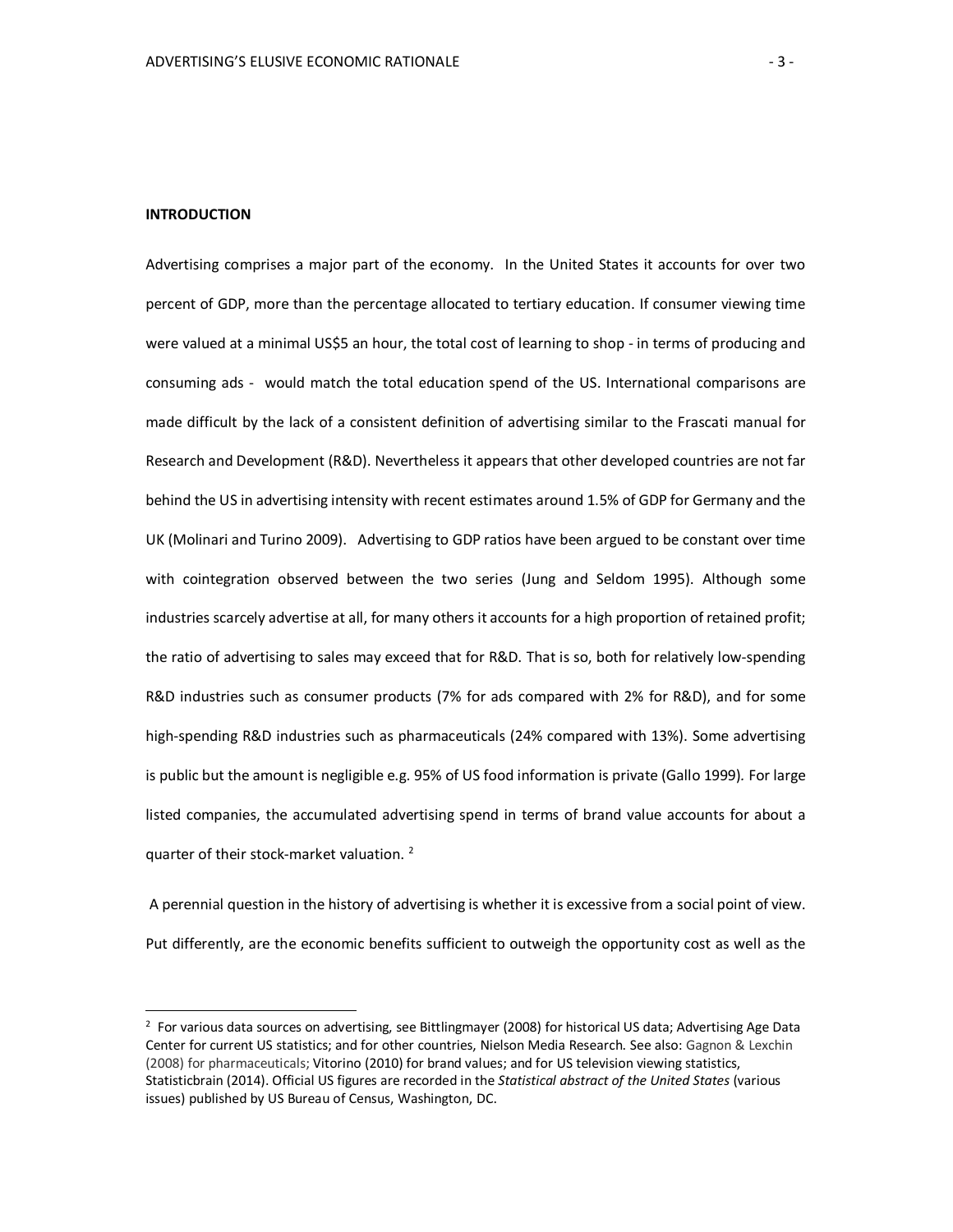**INTRODUCTION**

Advertising comprises a major part of the economy. In the United States it accounts for over two percent of GDP, more than the percentage allocated to tertiary education. If consumer viewing time were valued at a minimal US$5 an hour, the total cost of learning to shop - in terms of producing and consuming ads - would match the total education spend of the US. International comparisons are made difficult by the lack of a consistent definition of advertising similar to the Frascati manual for Research and Development (R&D). Nevertheless it appears that other developed countries are not far behind the US in advertising intensity with recent estimates around 1.5% of GDP for Germany and the UK (Molinari and Turino 2009). Advertising to GDP ratios have been argued to be constant over time with cointegration observed between the two series (Jung and Seldom 1995). Although some industries scarcely advertise at all, for many others it accounts for a high proportion of retained profit; the ratio of advertising to sales may exceed that for R&D. That is so, both for relatively low-spending R&D industries such as consumer products (7% for ads compared with 2% for R&D), and for some high-spending R&D industries such as pharmaceuticals (24% compared with 13%). Some advertising is public but the amount is negligible e.g. 95% of US food information is private (Gallo 1999). For large listed companies, the accumulated advertising spend in terms of brand value accounts for about a quarter of their stock-market valuation. [2]

A perennial question in the history of advertising is whether it is excessive from a social point of view. Put differently, are the economic benefits sufficient to outweigh the opportunity cost as well as the

[2] For various data sources on advertising, see Bittlingmayer (2008) for historical US data; Advertising Age Data Center for current US statistics; and for other countries, Nielson Media Research. See also: Gagnon & Lexchin (2008) for pharmaceuticals; Vitorino (2010) for brand values; and for US television viewing statistics, Statisticbrain (2014). Official US figures are recorded in the *Statistical abstract of the United States* (various issues) published by US Bureau of Census, Washington, DC.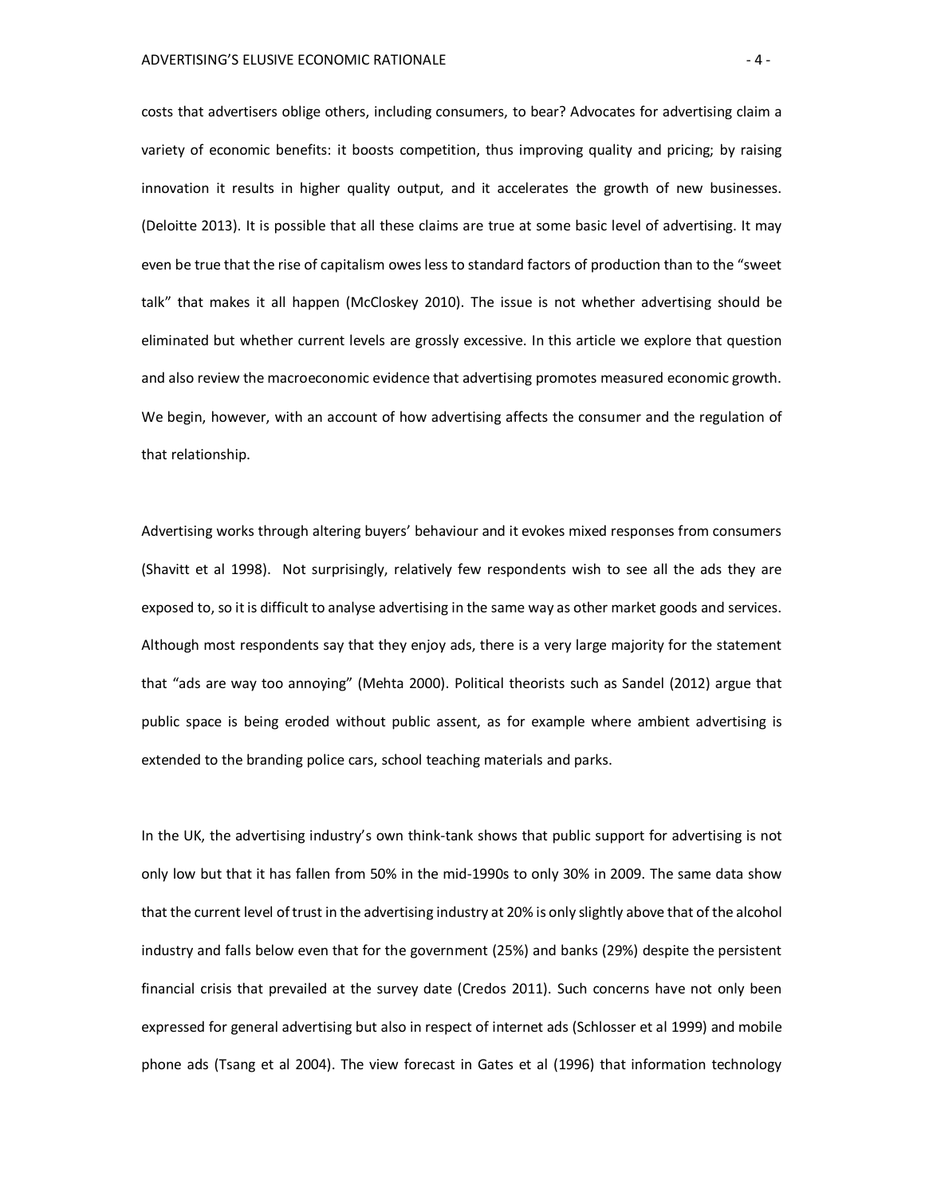costs that advertisers oblige others, including consumers, to bear? Advocates for advertising claim a variety of economic benefits: it boosts competition, thus improving quality and pricing; by raising innovation it results in higher quality output, and it accelerates the growth of new businesses. (Deloitte 2013). It is possible that all these claims are true at some basic level of advertising. It may even be true that the rise of capitalism owes less to standard factors of production than to the "sweet talk" that makes it all happen (McCloskey 2010). The issue is not whether advertising should be eliminated but whether current levels are grossly excessive. In this article we explore that question and also review the macroeconomic evidence that advertising promotes measured economic growth. We begin, however, with an account of how advertising affects the consumer and the regulation of that relationship.

Advertising works through altering buyers' behaviour and it evokes mixed responses from consumers (Shavitt et al 1998). Not surprisingly, relatively few respondents wish to see all the ads they are exposed to, so it is difficult to analyse advertising in the same way as other market goods and services. Although most respondents say that they enjoy ads, there is a very large majority for the statement that "ads are way too annoying" (Mehta 2000). Political theorists such as Sandel (2012) argue that public space is being eroded without public assent, as for example where ambient advertising is extended to the branding police cars, school teaching materials and parks.

In the UK, the advertising industry's own think-tank shows that public support for advertising is not only low but that it has fallen from 50% in the mid-1990s to only 30% in 2009. The same data show that the current level of trust in the advertising industry at 20% is only slightly above that of the alcohol industry and falls below even that for the government (25%) and banks (29%) despite the persistent financial crisis that prevailed at the survey date (Credos 2011). Such concerns have not only been expressed for general advertising but also in respect of internet ads (Schlosser et al 1999) and mobile phone ads (Tsang et al 2004). The view forecast in Gates et al (1996) that information technology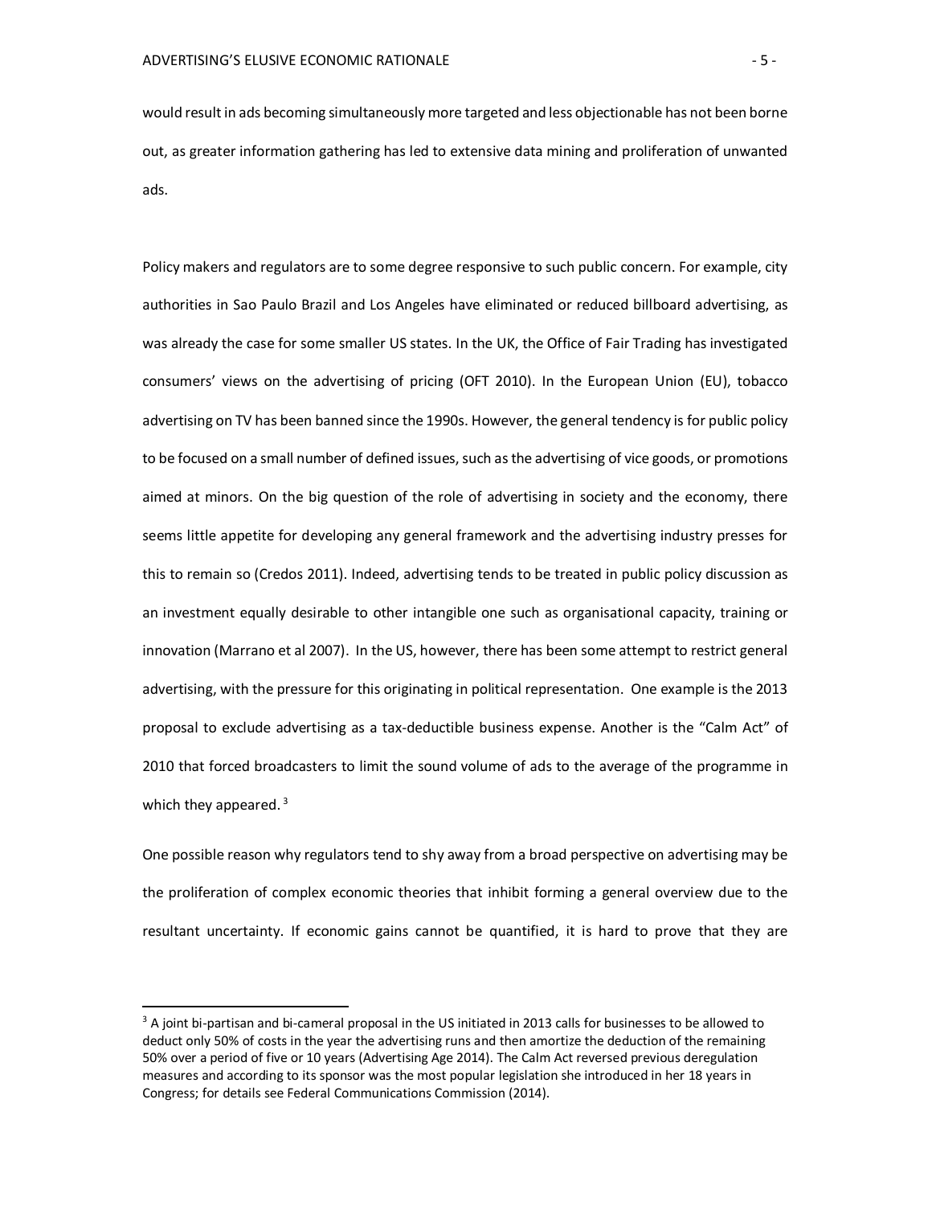would result in ads becoming simultaneously more targeted and less objectionable has not been borne out, as greater information gathering has led to extensive data mining and proliferation of unwanted ads.

Policy makers and regulators are to some degree responsive to such public concern. For example, city authorities in Sao Paulo Brazil and Los Angeles have eliminated or reduced billboard advertising, as was already the case for some smaller US states. In the UK, the Office of Fair Trading has investigated consumers' views on the advertising of pricing (OFT 2010). In the European Union (EU), tobacco advertising on TV has been banned since the 1990s. However, the general tendency is for public policy to be focused on a small number of defined issues, such as the advertising of vice goods, or promotions aimed at minors. On the big question of the role of advertising in society and the economy, there seems little appetite for developing any general framework and the advertising industry presses for this to remain so (Credos 2011). Indeed, advertising tends to be treated in public policy discussion as an investment equally desirable to other intangible one such as organisational capacity, training or innovation (Marrano et al 2007). In the US, however, there has been some attempt to restrict general advertising, with the pressure for this originating in political representation. One example is the 2013 proposal to exclude advertising as a tax-deductible business expense. Another is the "Calm Act" of 2010 that forced broadcasters to limit the sound volume of ads to the average of the programme in which they appeared. [3]

One possible reason why regulators tend to shy away from a broad perspective on advertising may be the proliferation of complex economic theories that inhibit forming a general overview due to the resultant uncertainty. If economic gains cannot be quantified, it is hard to prove that they are

---

[3] A joint bi-partisan and bi-cameral proposal in the US initiated in 2013 calls for businesses to be allowed to deduct only 50% of costs in the year the advertising runs and then amortize the deduction of the remaining 50% over a period of five or 10 years (Advertising Age 2014). The Calm Act reversed previous deregulation measures and according to its sponsor was the most popular legislation she introduced in her 18 years in Congress; for details see Federal Communications Commission (2014).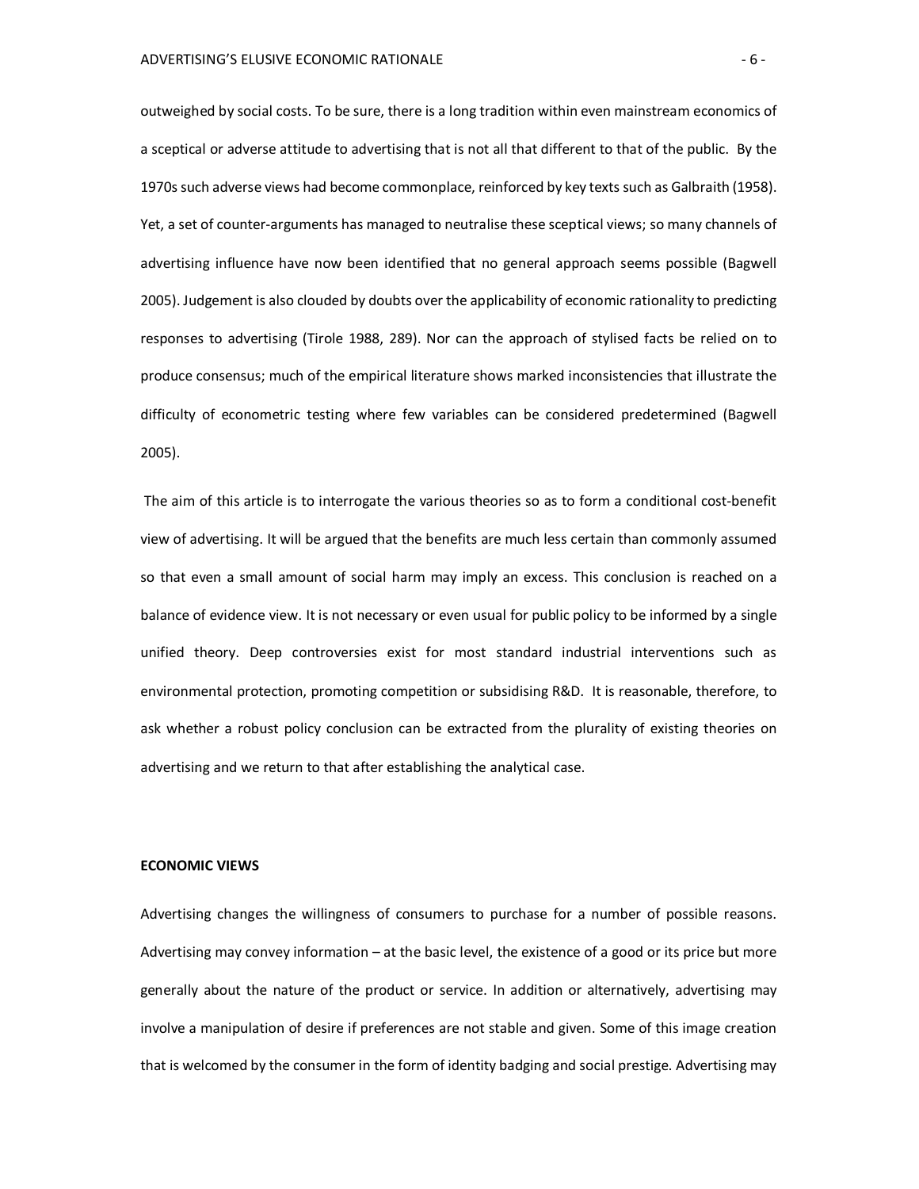outweighed by social costs. To be sure, there is a long tradition within even mainstream economics of a sceptical or adverse attitude to advertising that is not all that different to that of the public. By the 1970s such adverse views had become commonplace, reinforced by key texts such as Galbraith (1958). Yet, a set of counter-arguments has managed to neutralise these sceptical views; so many channels of advertising influence have now been identified that no general approach seems possible (Bagwell 2005). Judgement is also clouded by doubts over the applicability of economic rationality to predicting responses to advertising (Tirole 1988, 289). Nor can the approach of stylised facts be relied on to produce consensus; much of the empirical literature shows marked inconsistencies that illustrate the difficulty of econometric testing where few variables can be considered predetermined (Bagwell 2005).

The aim of this article is to interrogate the various theories so as to form a conditional cost-benefit view of advertising. It will be argued that the benefits are much less certain than commonly assumed so that even a small amount of social harm may imply an excess. This conclusion is reached on a balance of evidence view. It is not necessary or even usual for public policy to be informed by a single unified theory. Deep controversies exist for most standard industrial interventions such as environmental protection, promoting competition or subsidising R&D. It is reasonable, therefore, to ask whether a robust policy conclusion can be extracted from the plurality of existing theories on advertising and we return to that after establishing the analytical case.

## ECONOMIC VIEWS

Advertising changes the willingness of consumers to purchase for a number of possible reasons. Advertising may convey information – at the basic level, the existence of a good or its price but more generally about the nature of the product or service. In addition or alternatively, advertising may involve a manipulation of desire if preferences are not stable and given. Some of this image creation that is welcomed by the consumer in the form of identity badging and social prestige. Advertising may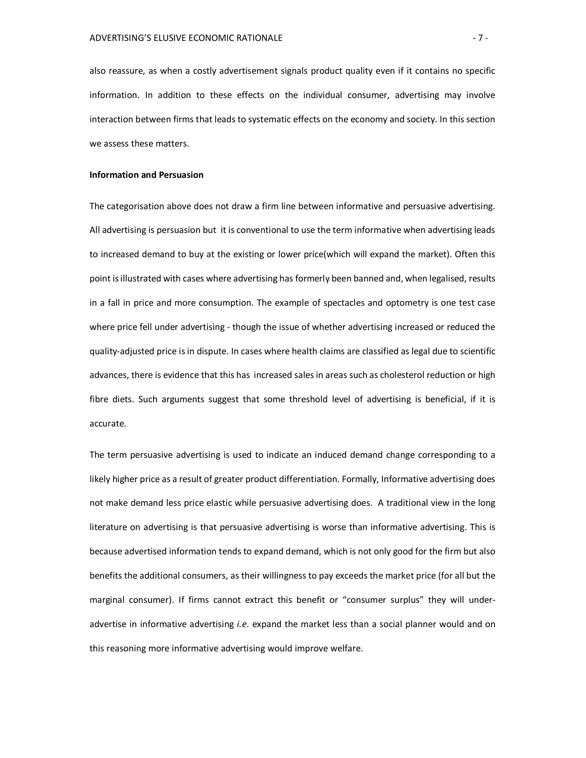also reassure, as when a costly advertisement signals product quality even if it contains no specific information. In addition to these effects on the individual consumer, advertising may involve interaction between firms that leads to systematic effects on the economy and society. In this section we assess these matters.

**Information and Persuasion**

The categorisation above does not draw a firm line between informative and persuasive advertising. All advertising is persuasion but it is conventional to use the term informative when advertising leads to increased demand to buy at the existing or lower price(which will expand the market). Often this point is illustrated with cases where advertising has formerly been banned and, when legalised, results in a fall in price and more consumption. The example of spectacles and optometry is one test case where price fell under advertising - though the issue of whether advertising increased or reduced the quality-adjusted price is in dispute. In cases where health claims are classified as legal due to scientific advances, there is evidence that this has increased sales in areas such as cholesterol reduction or high fibre diets. Such arguments suggest that some threshold level of advertising is beneficial, if it is accurate.

The term persuasive advertising is used to indicate an induced demand change corresponding to a likely higher price as a result of greater product differentiation. Formally, Informative advertising does not make demand less price elastic while persuasive advertising does. A traditional view in the long literature on advertising is that persuasive advertising is worse than informative advertising. This is because advertised information tends to expand demand, which is not only good for the firm but also benefits the additional consumers, as their willingness to pay exceeds the market price (for all but the marginal consumer). If firms cannot extract this benefit or "consumer surplus" they will under-advertise in informative advertising *i.e.* expand the market less than a social planner would and on this reasoning more informative advertising would improve welfare.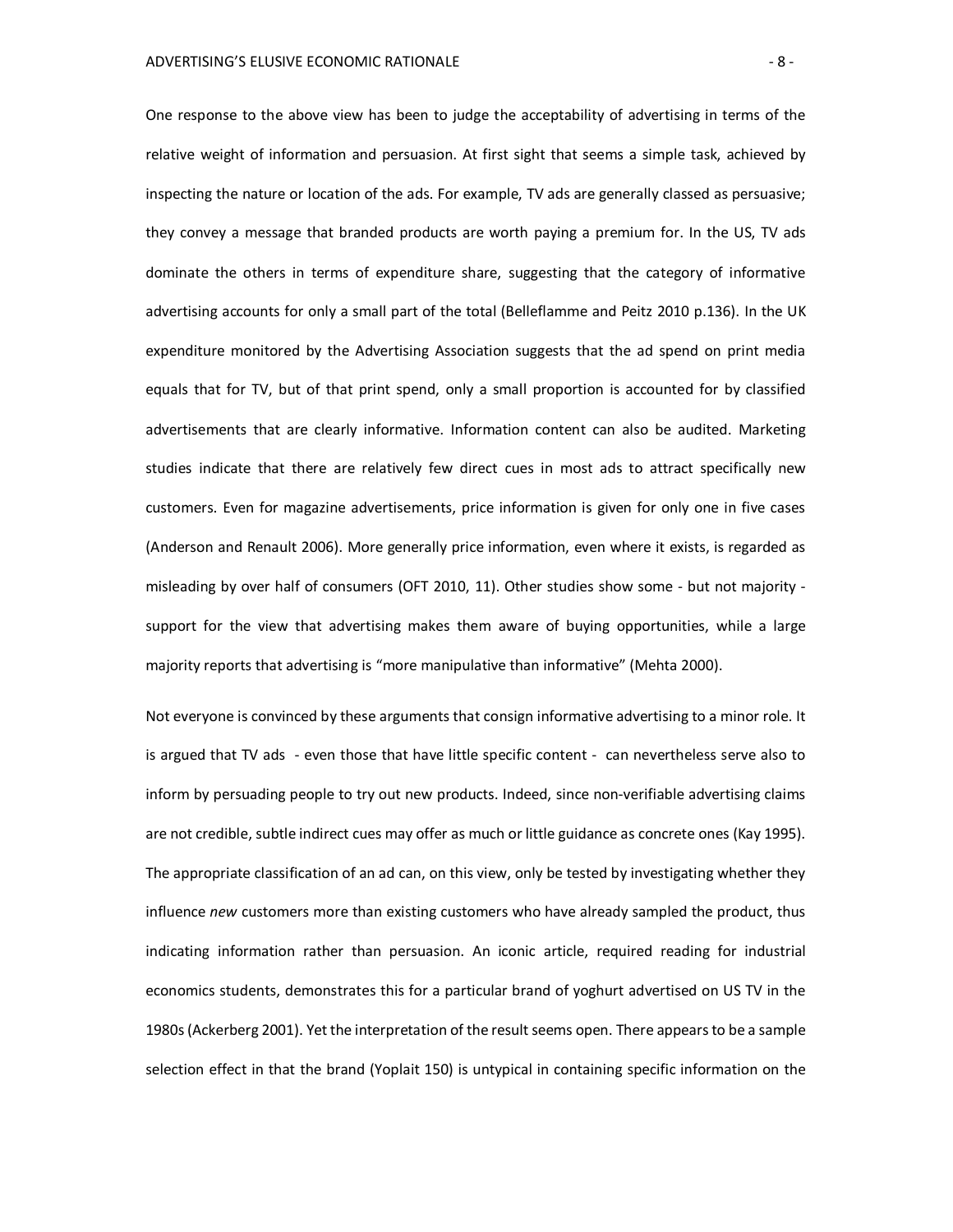One response to the above view has been to judge the acceptability of advertising in terms of the relative weight of information and persuasion. At first sight that seems a simple task, achieved by inspecting the nature or location of the ads. For example, TV ads are generally classed as persuasive; they convey a message that branded products are worth paying a premium for. In the US, TV ads dominate the others in terms of expenditure share, suggesting that the category of informative advertising accounts for only a small part of the total (Belleflamme and Peitz 2010 p.136). In the UK expenditure monitored by the Advertising Association suggests that the ad spend on print media equals that for TV, but of that print spend, only a small proportion is accounted for by classified advertisements that are clearly informative. Information content can also be audited. Marketing studies indicate that there are relatively few direct cues in most ads to attract specifically new customers. Even for magazine advertisements, price information is given for only one in five cases (Anderson and Renault 2006). More generally price information, even where it exists, is regarded as misleading by over half of consumers (OFT 2010, 11). Other studies show some - but not majority - support for the view that advertising makes them aware of buying opportunities, while a large majority reports that advertising is "more manipulative than informative" (Mehta 2000).

Not everyone is convinced by these arguments that consign informative advertising to a minor role. It is argued that TV ads - even those that have little specific content - can nevertheless serve also to inform by persuading people to try out new products. Indeed, since non-verifiable advertising claims are not credible, subtle indirect cues may offer as much or little guidance as concrete ones (Kay 1995). The appropriate classification of an ad can, on this view, only be tested by investigating whether they influence *new* customers more than existing customers who have already sampled the product, thus indicating information rather than persuasion. An iconic article, required reading for industrial economics students, demonstrates this for a particular brand of yoghurt advertised on US TV in the 1980s (Ackerberg 2001). Yet the interpretation of the result seems open. There appears to be a sample selection effect in that the brand (Yoplait 150) is untypical in containing specific information on the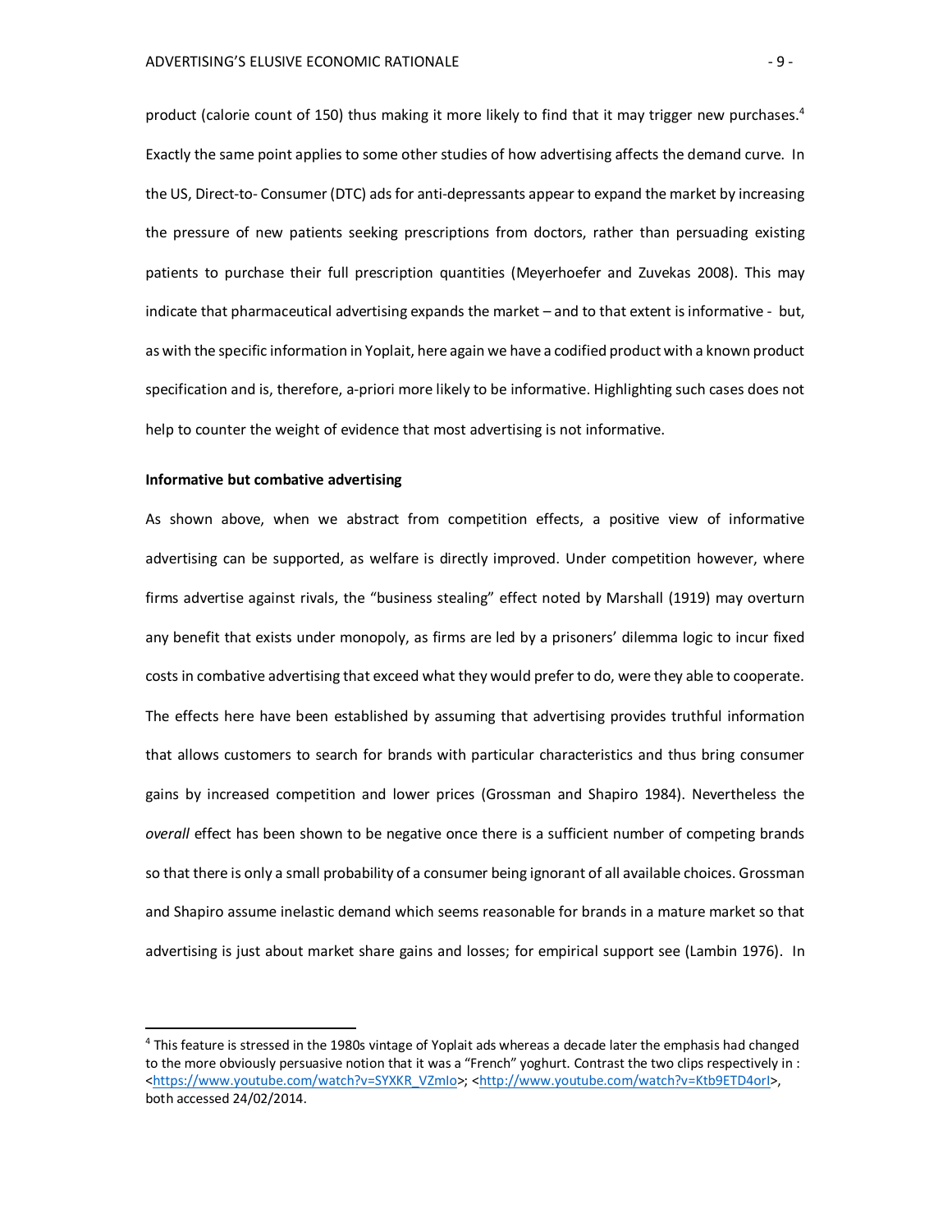product (calorie count of 150) thus making it more likely to find that it may trigger new purchases.[4] Exactly the same point applies to some other studies of how advertising affects the demand curve. In the US, Direct-to- Consumer (DTC) ads for anti-depressants appear to expand the market by increasing the pressure of new patients seeking prescriptions from doctors, rather than persuading existing patients to purchase their full prescription quantities (Meyerhoefer and Zuvekas 2008). This may indicate that pharmaceutical advertising expands the market – and to that extent is informative - but, as with the specific information in Yoplait, here again we have a codified product with a known product specification and is, therefore, a-priori more likely to be informative. Highlighting such cases does not help to counter the weight of evidence that most advertising is not informative.

**Informative but combative advertising**

As shown above, when we abstract from competition effects, a positive view of informative advertising can be supported, as welfare is directly improved. Under competition however, where firms advertise against rivals, the "business stealing" effect noted by Marshall (1919) may overturn any benefit that exists under monopoly, as firms are led by a prisoners' dilemma logic to incur fixed costs in combative advertising that exceed what they would prefer to do, were they able to cooperate. The effects here have been established by assuming that advertising provides truthful information that allows customers to search for brands with particular characteristics and thus bring consumer gains by increased competition and lower prices (Grossman and Shapiro 1984). Nevertheless the *overall* effect has been shown to be negative once there is a sufficient number of competing brands so that there is only a small probability of a consumer being ignorant of all available choices. Grossman and Shapiro assume inelastic demand which seems reasonable for brands in a mature market so that advertising is just about market share gains and losses; for empirical support see (Lambin 1976). In

[4] This feature is stressed in the 1980s vintage of Yoplait ads whereas a decade later the emphasis had changed to the more obviously persuasive notion that it was a "French" yoghurt. Contrast the two clips respectively in : <https://www.youtube.com/watch?v=SYXKR_VZmlo>; <http://www.youtube.com/watch?v=Ktb9ETD4orI>, both accessed 24/02/2014.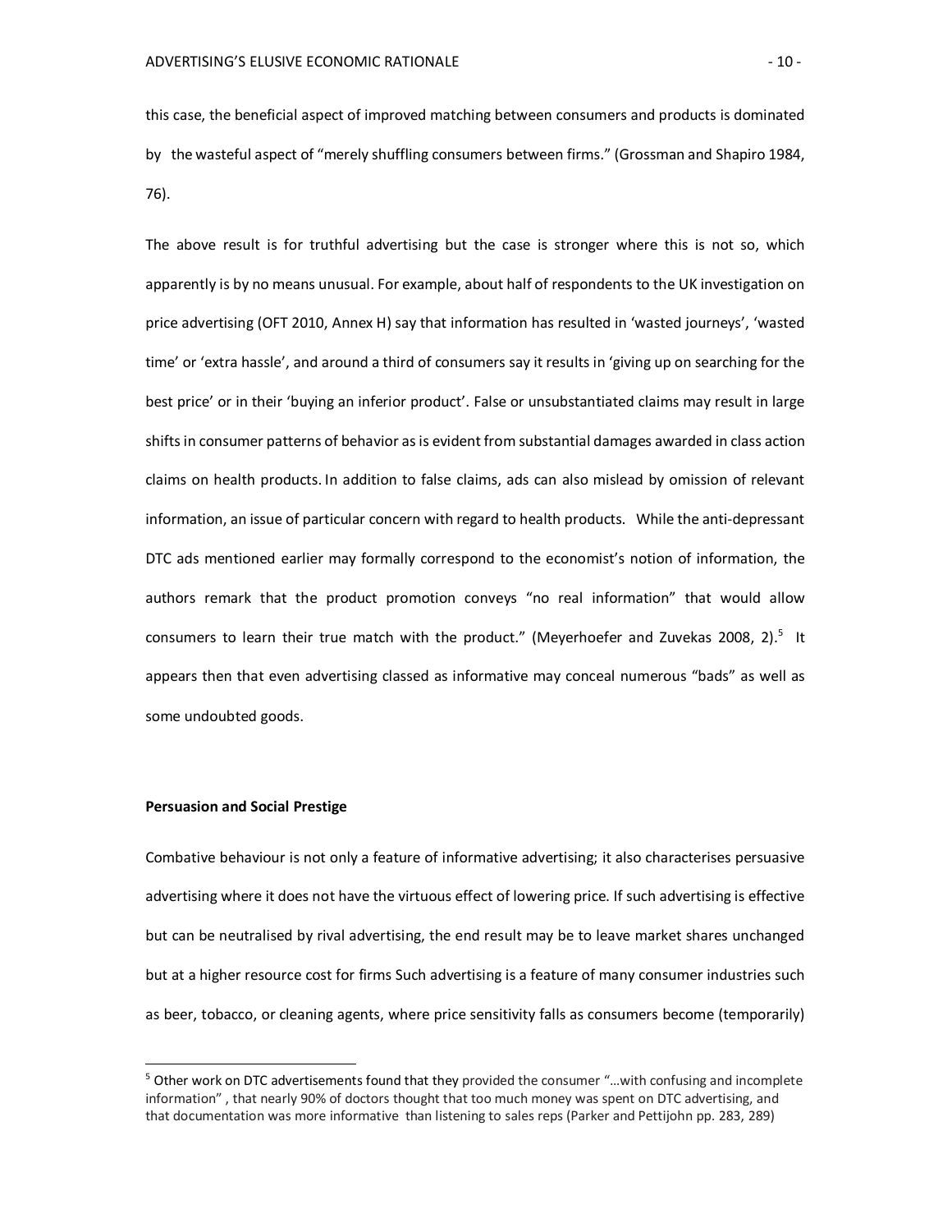this case, the beneficial aspect of improved matching between consumers and products is dominated by the wasteful aspect of "merely shuffling consumers between firms." (Grossman and Shapiro 1984, 76).

The above result is for truthful advertising but the case is stronger where this is not so, which apparently is by no means unusual. For example, about half of respondents to the UK investigation on price advertising (OFT 2010, Annex H) say that information has resulted in 'wasted journeys', 'wasted time' or 'extra hassle', and around a third of consumers say it results in 'giving up on searching for the best price' or in their 'buying an inferior product'. False or unsubstantiated claims may result in large shifts in consumer patterns of behavior as is evident from substantial damages awarded in class action claims on health products. In addition to false claims, ads can also mislead by omission of relevant information, an issue of particular concern with regard to health products. While the anti-depressant DTC ads mentioned earlier may formally correspond to the economist's notion of information, the authors remark that the product promotion conveys "no real information" that would allow consumers to learn their true match with the product." (Meyerhoefer and Zuvekas 2008, 2).[5] It appears then that even advertising classed as informative may conceal numerous "bads" as well as some undoubted goods.

**Persuasion and Social Prestige**

Combative behaviour is not only a feature of informative advertising; it also characterises persuasive advertising where it does not have the virtuous effect of lowering price. If such advertising is effective but can be neutralised by rival advertising, the end result may be to leave market shares unchanged but at a higher resource cost for firms Such advertising is a feature of many consumer industries such as beer, tobacco, or cleaning agents, where price sensitivity falls as consumers become (temporarily)

[5] Other work on DTC advertisements found that they provided the consumer "…with confusing and incomplete information" , that nearly 90% of doctors thought that too much money was spent on DTC advertising, and that documentation was more informative than listening to sales reps (Parker and Pettijohn pp. 283, 289)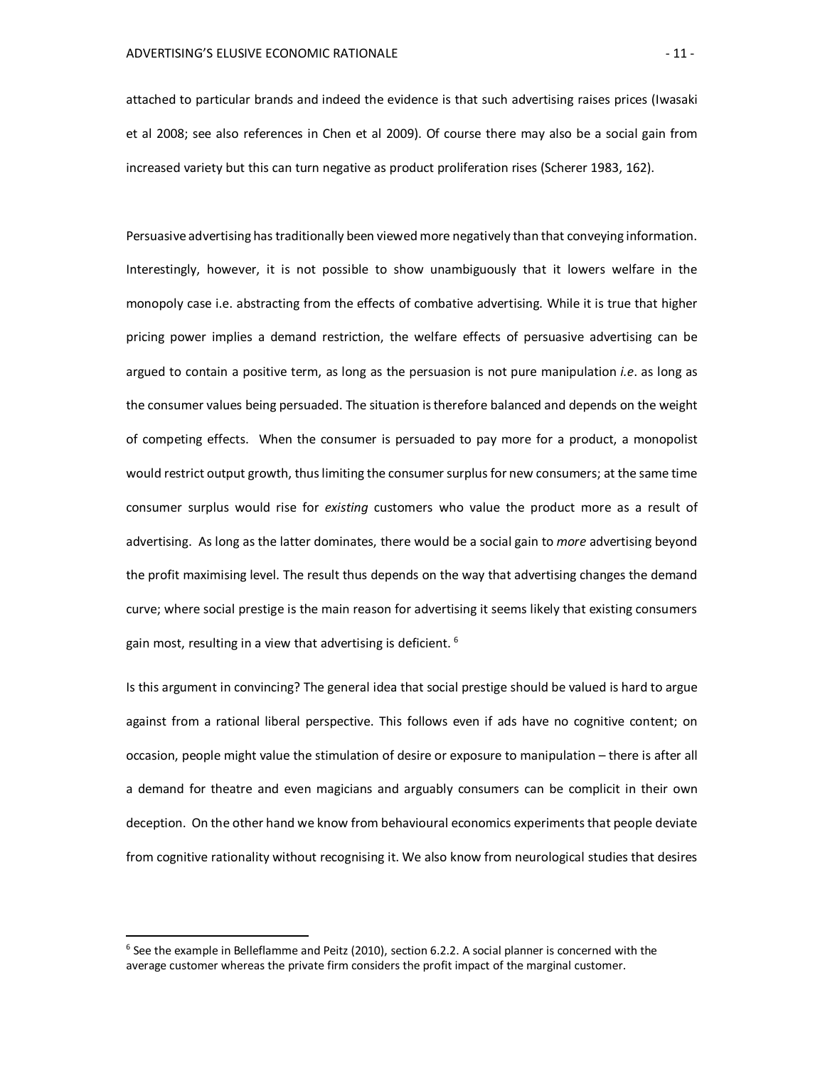attached to particular brands and indeed the evidence is that such advertising raises prices (Iwasaki et al 2008; see also references in Chen et al 2009). Of course there may also be a social gain from increased variety but this can turn negative as product proliferation rises (Scherer 1983, 162).

Persuasive advertising has traditionally been viewed more negatively than that conveying information. Interestingly, however, it is not possible to show unambiguously that it lowers welfare in the monopoly case i.e. abstracting from the effects of combative advertising. While it is true that higher pricing power implies a demand restriction, the welfare effects of persuasive advertising can be argued to contain a positive term, as long as the persuasion is not pure manipulation *i.e*. as long as the consumer values being persuaded. The situation is therefore balanced and depends on the weight of competing effects. When the consumer is persuaded to pay more for a product, a monopolist would restrict output growth, thus limiting the consumer surplus for new consumers; at the same time consumer surplus would rise for *existing* customers who value the product more as a result of advertising. As long as the latter dominates, there would be a social gain to *more* advertising beyond the profit maximising level. The result thus depends on the way that advertising changes the demand curve; where social prestige is the main reason for advertising it seems likely that existing consumers gain most, resulting in a view that advertising is deficient. [6]

Is this argument in convincing? The general idea that social prestige should be valued is hard to argue against from a rational liberal perspective. This follows even if ads have no cognitive content; on occasion, people might value the stimulation of desire or exposure to manipulation – there is after all a demand for theatre and even magicians and arguably consumers can be complicit in their own deception. On the other hand we know from behavioural economics experiments that people deviate from cognitive rationality without recognising it. We also know from neurological studies that desires

[6] See the example in Belleflamme and Peitz (2010), section 6.2.2. A social planner is concerned with the average customer whereas the private firm considers the profit impact of the marginal customer.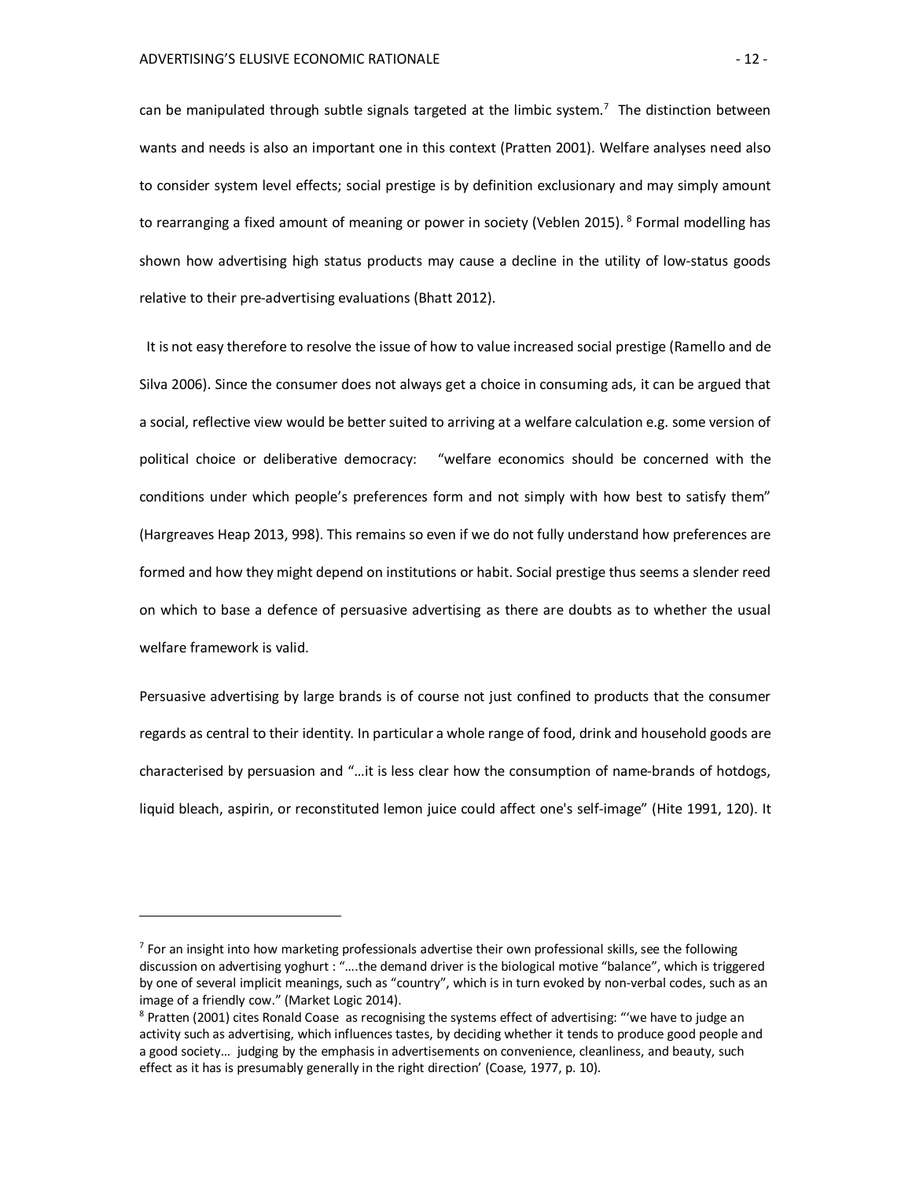can be manipulated through subtle signals targeted at the limbic system.[7] The distinction between wants and needs is also an important one in this context (Pratten 2001). Welfare analyses need also to consider system level effects; social prestige is by definition exclusionary and may simply amount to rearranging a fixed amount of meaning or power in society (Veblen 2015).[8] Formal modelling has shown how advertising high status products may cause a decline in the utility of low-status goods relative to their pre-advertising evaluations (Bhatt 2012).

It is not easy therefore to resolve the issue of how to value increased social prestige (Ramello and de Silva 2006). Since the consumer does not always get a choice in consuming ads, it can be argued that a social, reflective view would be better suited to arriving at a welfare calculation e.g. some version of political choice or deliberative democracy: "welfare economics should be concerned with the conditions under which people's preferences form and not simply with how best to satisfy them" (Hargreaves Heap 2013, 998). This remains so even if we do not fully understand how preferences are formed and how they might depend on institutions or habit. Social prestige thus seems a slender reed on which to base a defence of persuasive advertising as there are doubts as to whether the usual welfare framework is valid.

Persuasive advertising by large brands is of course not just confined to products that the consumer regards as central to their identity. In particular a whole range of food, drink and household goods are characterised by persuasion and "…it is less clear how the consumption of name-brands of hotdogs, liquid bleach, aspirin, or reconstituted lemon juice could affect one's self-image" (Hite 1991, 120). It

---

[7] For an insight into how marketing professionals advertise their own professional skills, see the following discussion on advertising yoghurt : "….the demand driver is the biological motive "balance", which is triggered by one of several implicit meanings, such as "country", which is in turn evoked by non-verbal codes, such as an image of a friendly cow." (Market Logic 2014).

[8] Pratten (2001) cites Ronald Coase as recognising the systems effect of advertising: "'we have to judge an activity such as advertising, which influences tastes, by deciding whether it tends to produce good people and a good society… judging by the emphasis in advertisements on convenience, cleanliness, and beauty, such effect as it has is presumably generally in the right direction' (Coase, 1977, p. 10).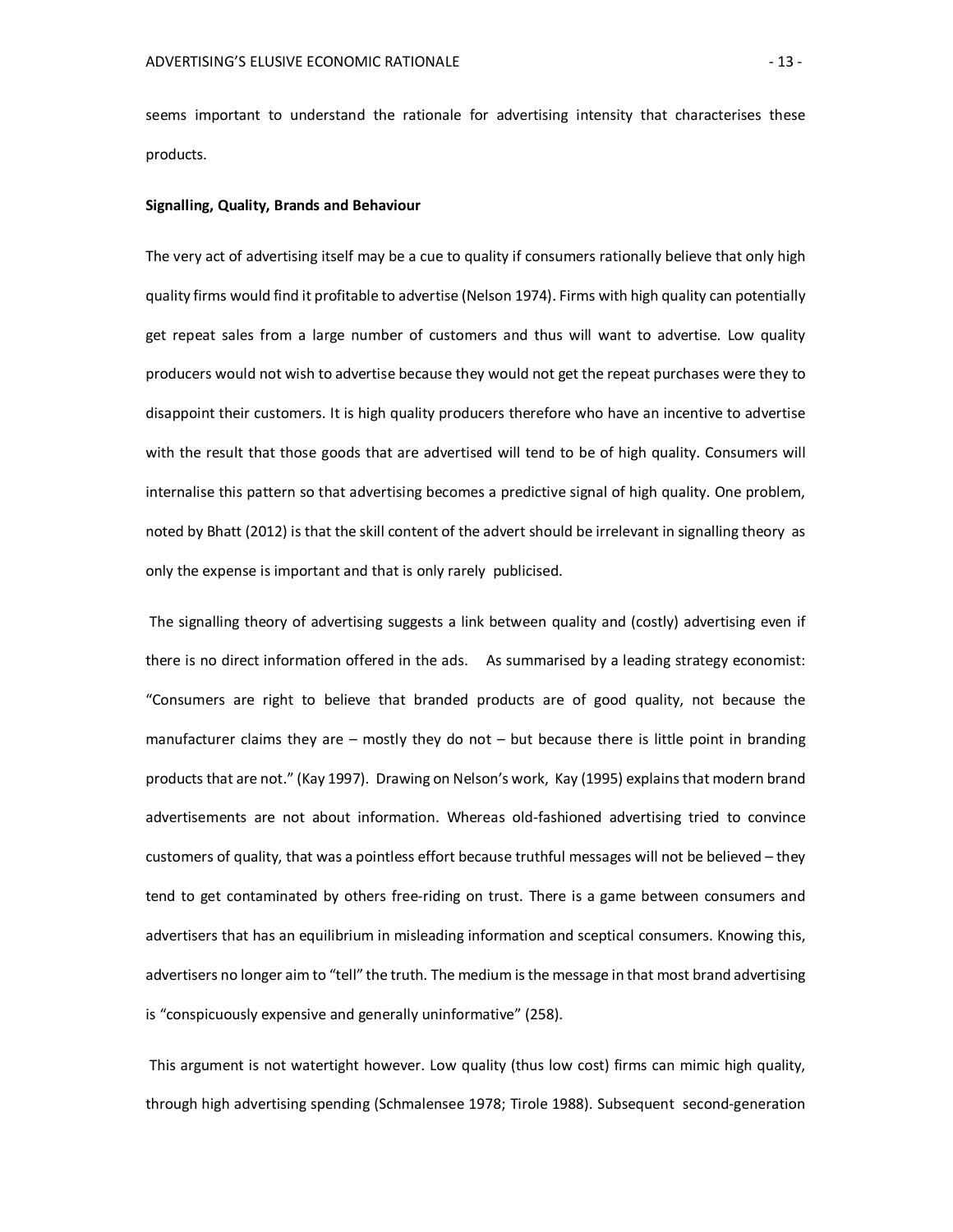seems important to understand the rationale for advertising intensity that characterises these products.

**Signalling, Quality, Brands and Behaviour**

The very act of advertising itself may be a cue to quality if consumers rationally believe that only high quality firms would find it profitable to advertise (Nelson 1974). Firms with high quality can potentially get repeat sales from a large number of customers and thus will want to advertise. Low quality producers would not wish to advertise because they would not get the repeat purchases were they to disappoint their customers. It is high quality producers therefore who have an incentive to advertise with the result that those goods that are advertised will tend to be of high quality. Consumers will internalise this pattern so that advertising becomes a predictive signal of high quality. One problem, noted by Bhatt (2012) is that the skill content of the advert should be irrelevant in signalling theory as only the expense is important and that is only rarely publicised.

The signalling theory of advertising suggests a link between quality and (costly) advertising even if there is no direct information offered in the ads. As summarised by a leading strategy economist: "Consumers are right to believe that branded products are of good quality, not because the manufacturer claims they are – mostly they do not – but because there is little point in branding products that are not." (Kay 1997). Drawing on Nelson's work, Kay (1995) explains that modern brand advertisements are not about information. Whereas old-fashioned advertising tried to convince customers of quality, that was a pointless effort because truthful messages will not be believed – they tend to get contaminated by others free-riding on trust. There is a game between consumers and advertisers that has an equilibrium in misleading information and sceptical consumers. Knowing this, advertisers no longer aim to "tell" the truth. The medium is the message in that most brand advertising is "conspicuously expensive and generally uninformative" (258).

This argument is not watertight however. Low quality (thus low cost) firms can mimic high quality, through high advertising spending (Schmalensee 1978; Tirole 1988). Subsequent second-generation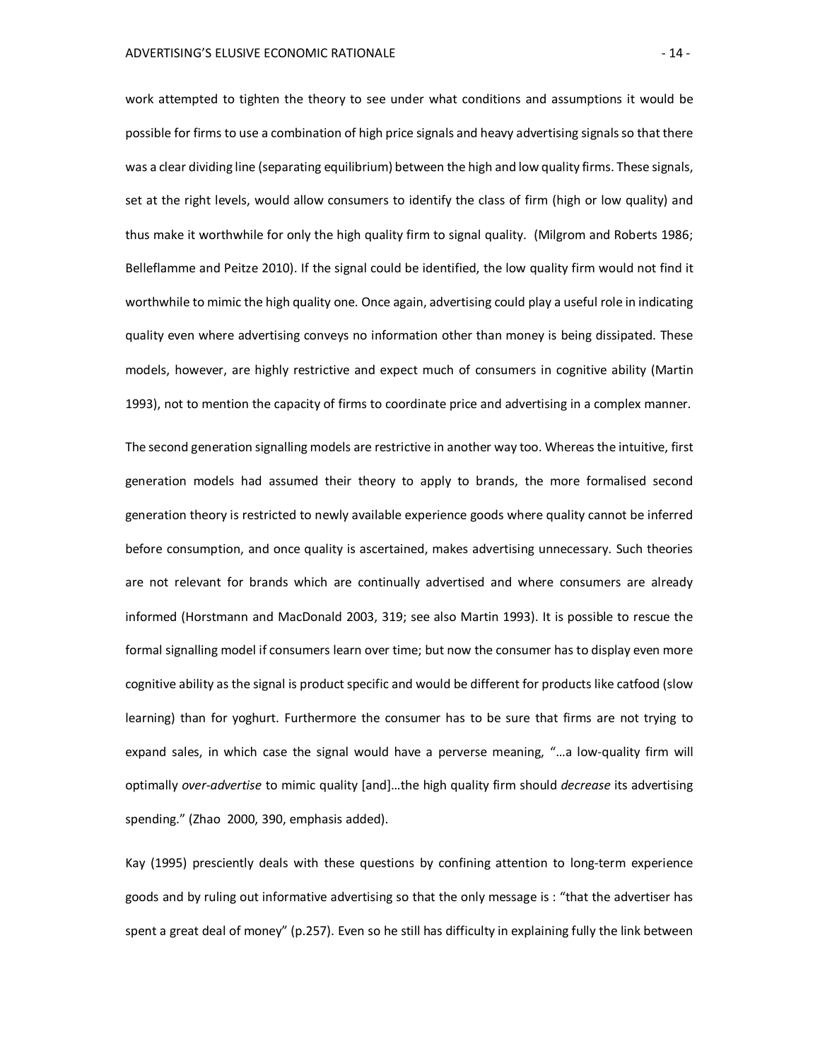work attempted to tighten the theory to see under what conditions and assumptions it would be possible for firms to use a combination of high price signals and heavy advertising signals so that there was a clear dividing line (separating equilibrium) between the high and low quality firms. These signals, set at the right levels, would allow consumers to identify the class of firm (high or low quality) and thus make it worthwhile for only the high quality firm to signal quality. (Milgrom and Roberts 1986; Belleflamme and Peitze 2010). If the signal could be identified, the low quality firm would not find it worthwhile to mimic the high quality one. Once again, advertising could play a useful role in indicating quality even where advertising conveys no information other than money is being dissipated. These models, however, are highly restrictive and expect much of consumers in cognitive ability (Martin 1993), not to mention the capacity of firms to coordinate price and advertising in a complex manner.

The second generation signalling models are restrictive in another way too. Whereas the intuitive, first generation models had assumed their theory to apply to brands, the more formalised second generation theory is restricted to newly available experience goods where quality cannot be inferred before consumption, and once quality is ascertained, makes advertising unnecessary. Such theories are not relevant for brands which are continually advertised and where consumers are already informed (Horstmann and MacDonald 2003, 319; see also Martin 1993). It is possible to rescue the formal signalling model if consumers learn over time; but now the consumer has to display even more cognitive ability as the signal is product specific and would be different for products like catfood (slow learning) than for yoghurt. Furthermore the consumer has to be sure that firms are not trying to expand sales, in which case the signal would have a perverse meaning, "…a low-quality firm will optimally *over-advertise* to mimic quality [and]…the high quality firm should *decrease* its advertising spending." (Zhao 2000, 390, emphasis added).

Kay (1995) presciently deals with these questions by confining attention to long-term experience goods and by ruling out informative advertising so that the only message is : "that the advertiser has spent a great deal of money" (p.257). Even so he still has difficulty in explaining fully the link between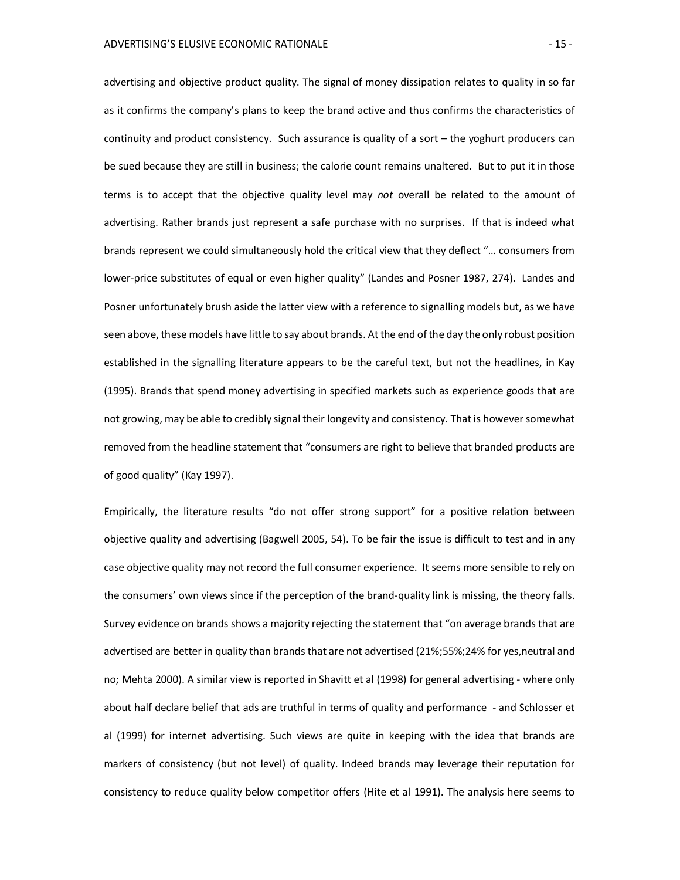advertising and objective product quality. The signal of money dissipation relates to quality in so far as it confirms the company's plans to keep the brand active and thus confirms the characteristics of continuity and product consistency. Such assurance is quality of a sort – the yoghurt producers can be sued because they are still in business; the calorie count remains unaltered. But to put it in those terms is to accept that the objective quality level may *not* overall be related to the amount of advertising. Rather brands just represent a safe purchase with no surprises. If that is indeed what brands represent we could simultaneously hold the critical view that they deflect "… consumers from lower-price substitutes of equal or even higher quality" (Landes and Posner 1987, 274). Landes and Posner unfortunately brush aside the latter view with a reference to signalling models but, as we have seen above, these models have little to say about brands. At the end of the day the only robust position established in the signalling literature appears to be the careful text, but not the headlines, in Kay (1995). Brands that spend money advertising in specified markets such as experience goods that are not growing, may be able to credibly signal their longevity and consistency. That is however somewhat removed from the headline statement that "consumers are right to believe that branded products are of good quality" (Kay 1997).

Empirically, the literature results "do not offer strong support" for a positive relation between objective quality and advertising (Bagwell 2005, 54). To be fair the issue is difficult to test and in any case objective quality may not record the full consumer experience. It seems more sensible to rely on the consumers' own views since if the perception of the brand-quality link is missing, the theory falls. Survey evidence on brands shows a majority rejecting the statement that "on average brands that are advertised are better in quality than brands that are not advertised (21%;55%;24% for yes,neutral and no; Mehta 2000). A similar view is reported in Shavitt et al (1998) for general advertising - where only about half declare belief that ads are truthful in terms of quality and performance - and Schlosser et al (1999) for internet advertising. Such views are quite in keeping with the idea that brands are markers of consistency (but not level) of quality. Indeed brands may leverage their reputation for consistency to reduce quality below competitor offers (Hite et al 1991). The analysis here seems to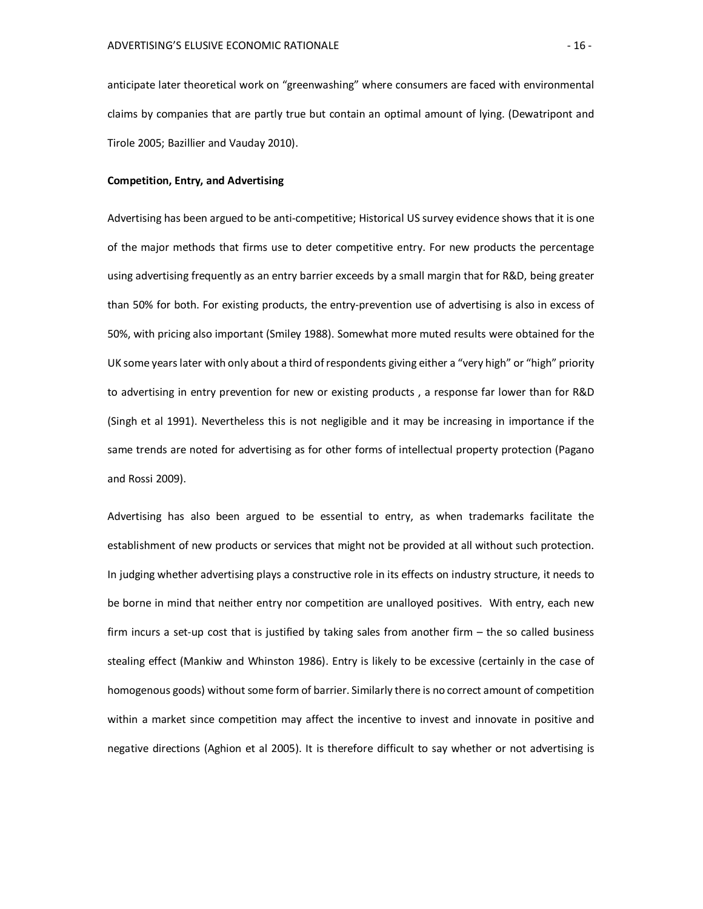anticipate later theoretical work on "greenwashing" where consumers are faced with environmental claims by companies that are partly true but contain an optimal amount of lying. (Dewatripont and Tirole 2005; Bazillier and Vauday 2010).

**Competition, Entry, and Advertising**

Advertising has been argued to be anti-competitive; Historical US survey evidence shows that it is one of the major methods that firms use to deter competitive entry. For new products the percentage using advertising frequently as an entry barrier exceeds by a small margin that for R&D, being greater than 50% for both. For existing products, the entry-prevention use of advertising is also in excess of 50%, with pricing also important (Smiley 1988). Somewhat more muted results were obtained for the UK some years later with only about a third of respondents giving either a "very high" or "high" priority to advertising in entry prevention for new or existing products , a response far lower than for R&D (Singh et al 1991). Nevertheless this is not negligible and it may be increasing in importance if the same trends are noted for advertising as for other forms of intellectual property protection (Pagano and Rossi 2009).

Advertising has also been argued to be essential to entry, as when trademarks facilitate the establishment of new products or services that might not be provided at all without such protection. In judging whether advertising plays a constructive role in its effects on industry structure, it needs to be borne in mind that neither entry nor competition are unalloyed positives. With entry, each new firm incurs a set-up cost that is justified by taking sales from another firm – the so called business stealing effect (Mankiw and Whinston 1986). Entry is likely to be excessive (certainly in the case of homogenous goods) without some form of barrier. Similarly there is no correct amount of competition within a market since competition may affect the incentive to invest and innovate in positive and negative directions (Aghion et al 2005). It is therefore difficult to say whether or not advertising is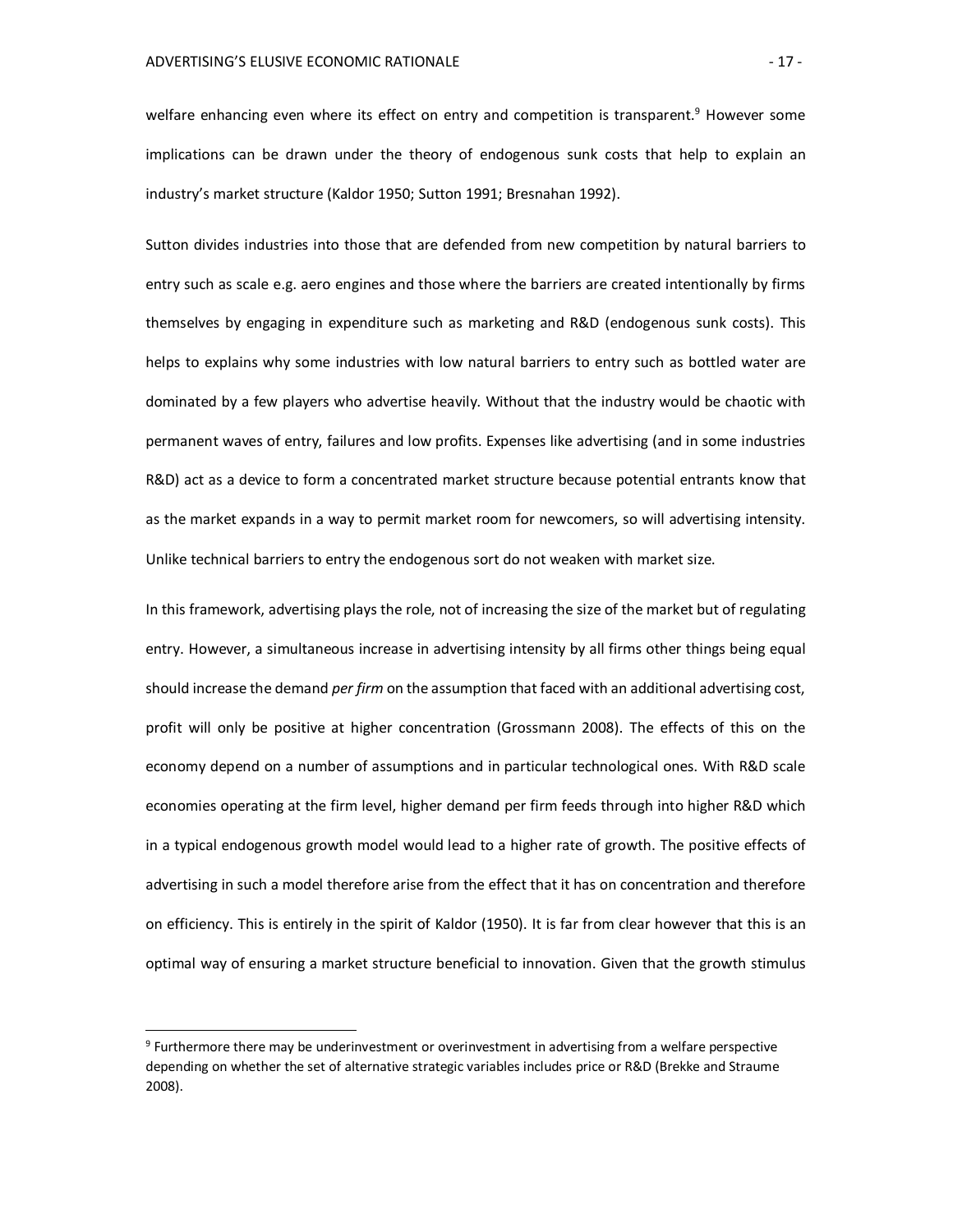welfare enhancing even where its effect on entry and competition is transparent.[9] However some implications can be drawn under the theory of endogenous sunk costs that help to explain an industry's market structure (Kaldor 1950; Sutton 1991; Bresnahan 1992).

Sutton divides industries into those that are defended from new competition by natural barriers to entry such as scale e.g. aero engines and those where the barriers are created intentionally by firms themselves by engaging in expenditure such as marketing and R&D (endogenous sunk costs). This helps to explains why some industries with low natural barriers to entry such as bottled water are dominated by a few players who advertise heavily. Without that the industry would be chaotic with permanent waves of entry, failures and low profits. Expenses like advertising (and in some industries R&D) act as a device to form a concentrated market structure because potential entrants know that as the market expands in a way to permit market room for newcomers, so will advertising intensity. Unlike technical barriers to entry the endogenous sort do not weaken with market size.

In this framework, advertising plays the role, not of increasing the size of the market but of regulating entry. However, a simultaneous increase in advertising intensity by all firms other things being equal should increase the demand *per firm* on the assumption that faced with an additional advertising cost, profit will only be positive at higher concentration (Grossmann 2008). The effects of this on the economy depend on a number of assumptions and in particular technological ones. With R&D scale economies operating at the firm level, higher demand per firm feeds through into higher R&D which in a typical endogenous growth model would lead to a higher rate of growth. The positive effects of advertising in such a model therefore arise from the effect that it has on concentration and therefore on efficiency. This is entirely in the spirit of Kaldor (1950). It is far from clear however that this is an optimal way of ensuring a market structure beneficial to innovation. Given that the growth stimulus

[9] Furthermore there may be underinvestment or overinvestment in advertising from a welfare perspective depending on whether the set of alternative strategic variables includes price or R&D (Brekke and Straume 2008).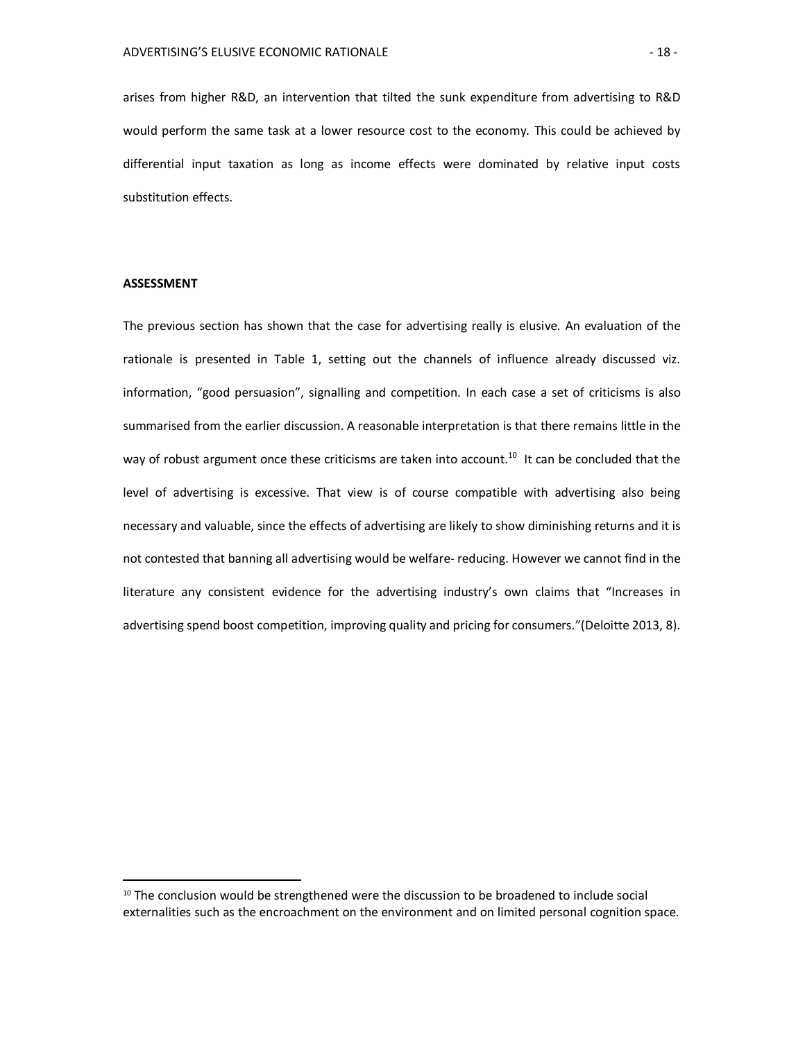arises from higher R&D, an intervention that tilted the sunk expenditure from advertising to R&D would perform the same task at a lower resource cost to the economy. This could be achieved by differential input taxation as long as income effects were dominated by relative input costs substitution effects.

## ASSESSMENT

The previous section has shown that the case for advertising really is elusive. An evaluation of the rationale is presented in Table 1, setting out the channels of influence already discussed viz. information, "good persuasion", signalling and competition. In each case a set of criticisms is also summarised from the earlier discussion. A reasonable interpretation is that there remains little in the way of robust argument once these criticisms are taken into account.[10] It can be concluded that the level of advertising is excessive. That view is of course compatible with advertising also being necessary and valuable, since the effects of advertising are likely to show diminishing returns and it is not contested that banning all advertising would be welfare- reducing. However we cannot find in the literature any consistent evidence for the advertising industry's own claims that "Increases in advertising spend boost competition, improving quality and pricing for consumers."(Deloitte 2013, 8).

[10] The conclusion would be strengthened were the discussion to be broadened to include social externalities such as the encroachment on the environment and on limited personal cognition space.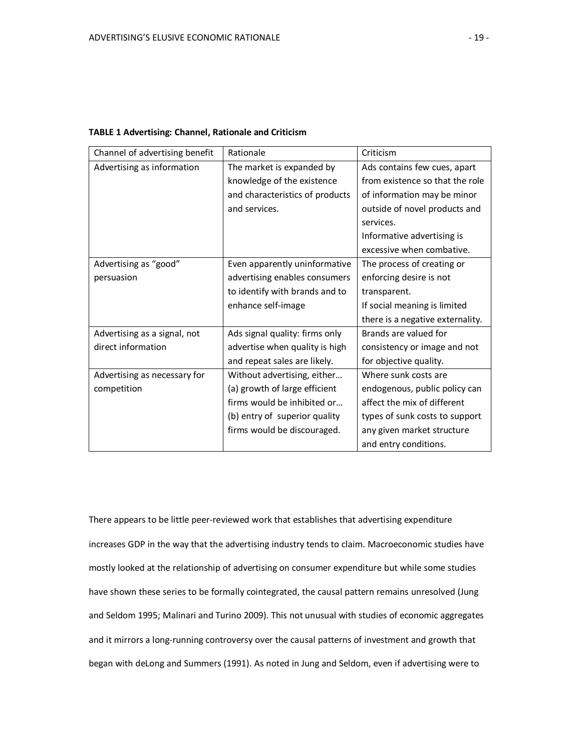**TABLE 1 Advertising: Channel, Rationale and Criticism**

| Channel of advertising benefit | Rationale | Criticism |
|---|---|---|
| Advertising as information | The market is expanded by knowledge of the existence and characteristics of products and services. | Ads contains few cues, apart from existence so that the role of information may be minor outside of novel products and services.<br>Informative advertising is excessive when combative. |
| Advertising as "good" persuasion | Even apparently uninformative advertising enables consumers to identify with brands and to enhance self-image | The process of creating or enforcing desire is not transparent.<br>If social meaning is limited there is a negative externality. |
| Advertising as a signal, not direct information | Ads signal quality: firms only advertise when quality is high and repeat sales are likely. | Brands are valued for consistency or image and not for objective quality. |
| Advertising as necessary for competition | Without advertising, either… (a) growth of large efficient firms would be inhibited or… (b) entry of superior quality firms would be discouraged. | Where sunk costs are endogenous, public policy can affect the mix of different types of sunk costs to support any given market structure and entry conditions. |

There appears to be little peer-reviewed work that establishes that advertising expenditure increases GDP in the way that the advertising industry tends to claim. Macroeconomic studies have mostly looked at the relationship of advertising on consumer expenditure but while some studies have shown these series to be formally cointegrated, the causal pattern remains unresolved (Jung and Seldom 1995; Malinari and Turino 2009). This not unusual with studies of economic aggregates and it mirrors a long-running controversy over the causal patterns of investment and growth that began with deLong and Summers (1991). As noted in Jung and Seldom, even if advertising were to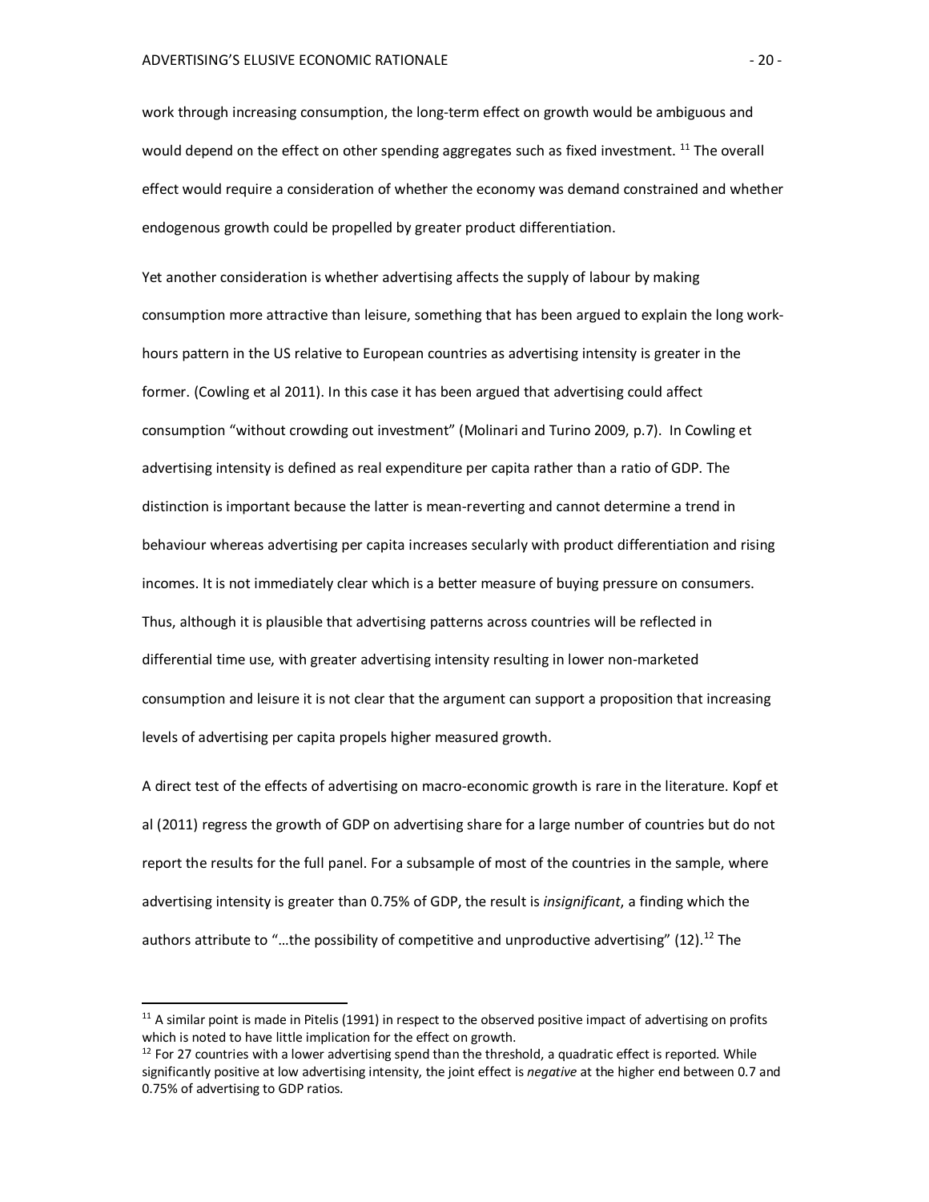work through increasing consumption, the long-term effect on growth would be ambiguous and would depend on the effect on other spending aggregates such as fixed investment. [11] The overall effect would require a consideration of whether the economy was demand constrained and whether endogenous growth could be propelled by greater product differentiation.

Yet another consideration is whether advertising affects the supply of labour by making consumption more attractive than leisure, something that has been argued to explain the long work-hours pattern in the US relative to European countries as advertising intensity is greater in the former. (Cowling et al 2011). In this case it has been argued that advertising could affect consumption "without crowding out investment" (Molinari and Turino 2009, p.7). In Cowling et advertising intensity is defined as real expenditure per capita rather than a ratio of GDP. The distinction is important because the latter is mean-reverting and cannot determine a trend in behaviour whereas advertising per capita increases secularly with product differentiation and rising incomes. It is not immediately clear which is a better measure of buying pressure on consumers. Thus, although it is plausible that advertising patterns across countries will be reflected in differential time use, with greater advertising intensity resulting in lower non-marketed consumption and leisure it is not clear that the argument can support a proposition that increasing levels of advertising per capita propels higher measured growth.

A direct test of the effects of advertising on macro-economic growth is rare in the literature. Kopf et al (2011) regress the growth of GDP on advertising share for a large number of countries but do not report the results for the full panel. For a subsample of most of the countries in the sample, where advertising intensity is greater than 0.75% of GDP, the result is *insignificant*, a finding which the authors attribute to "…the possibility of competitive and unproductive advertising" (12).[12] The

[11] A similar point is made in Pitelis (1991) in respect to the observed positive impact of advertising on profits which is noted to have little implication for the effect on growth.

[12] For 27 countries with a lower advertising spend than the threshold, a quadratic effect is reported. While significantly positive at low advertising intensity, the joint effect is *negative* at the higher end between 0.7 and 0.75% of advertising to GDP ratios.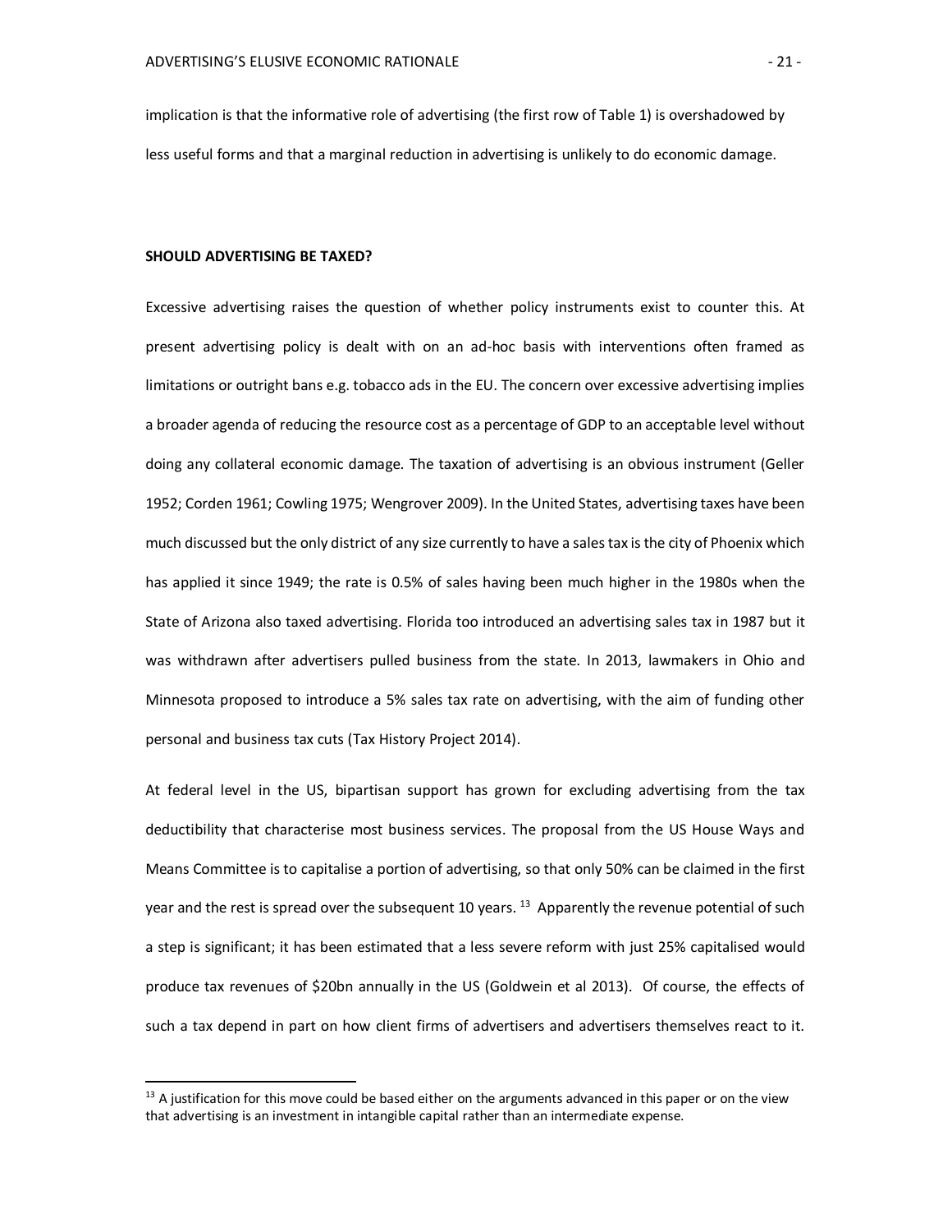implication is that the informative role of advertising (the first row of Table 1) is overshadowed by less useful forms and that a marginal reduction in advertising is unlikely to do economic damage.

**SHOULD ADVERTISING BE TAXED?**

Excessive advertising raises the question of whether policy instruments exist to counter this. At present advertising policy is dealt with on an ad-hoc basis with interventions often framed as limitations or outright bans e.g. tobacco ads in the EU. The concern over excessive advertising implies a broader agenda of reducing the resource cost as a percentage of GDP to an acceptable level without doing any collateral economic damage. The taxation of advertising is an obvious instrument (Geller 1952; Corden 1961; Cowling 1975; Wengrover 2009). In the United States, advertising taxes have been much discussed but the only district of any size currently to have a sales tax is the city of Phoenix which has applied it since 1949; the rate is 0.5% of sales having been much higher in the 1980s when the State of Arizona also taxed advertising. Florida too introduced an advertising sales tax in 1987 but it was withdrawn after advertisers pulled business from the state. In 2013, lawmakers in Ohio and Minnesota proposed to introduce a 5% sales tax rate on advertising, with the aim of funding other personal and business tax cuts (Tax History Project 2014).

At federal level in the US, bipartisan support has grown for excluding advertising from the tax deductibility that characterise most business services. The proposal from the US House Ways and Means Committee is to capitalise a portion of advertising, so that only 50% can be claimed in the first year and the rest is spread over the subsequent 10 years. [13] Apparently the revenue potential of such a step is significant; it has been estimated that a less severe reform with just 25% capitalised would produce tax revenues of $20bn annually in the US (Goldwein et al 2013). Of course, the effects of such a tax depend in part on how client firms of advertisers and advertisers themselves react to it.

[13] A justification for this move could be based either on the arguments advanced in this paper or on the view that advertising is an investment in intangible capital rather than an intermediate expense.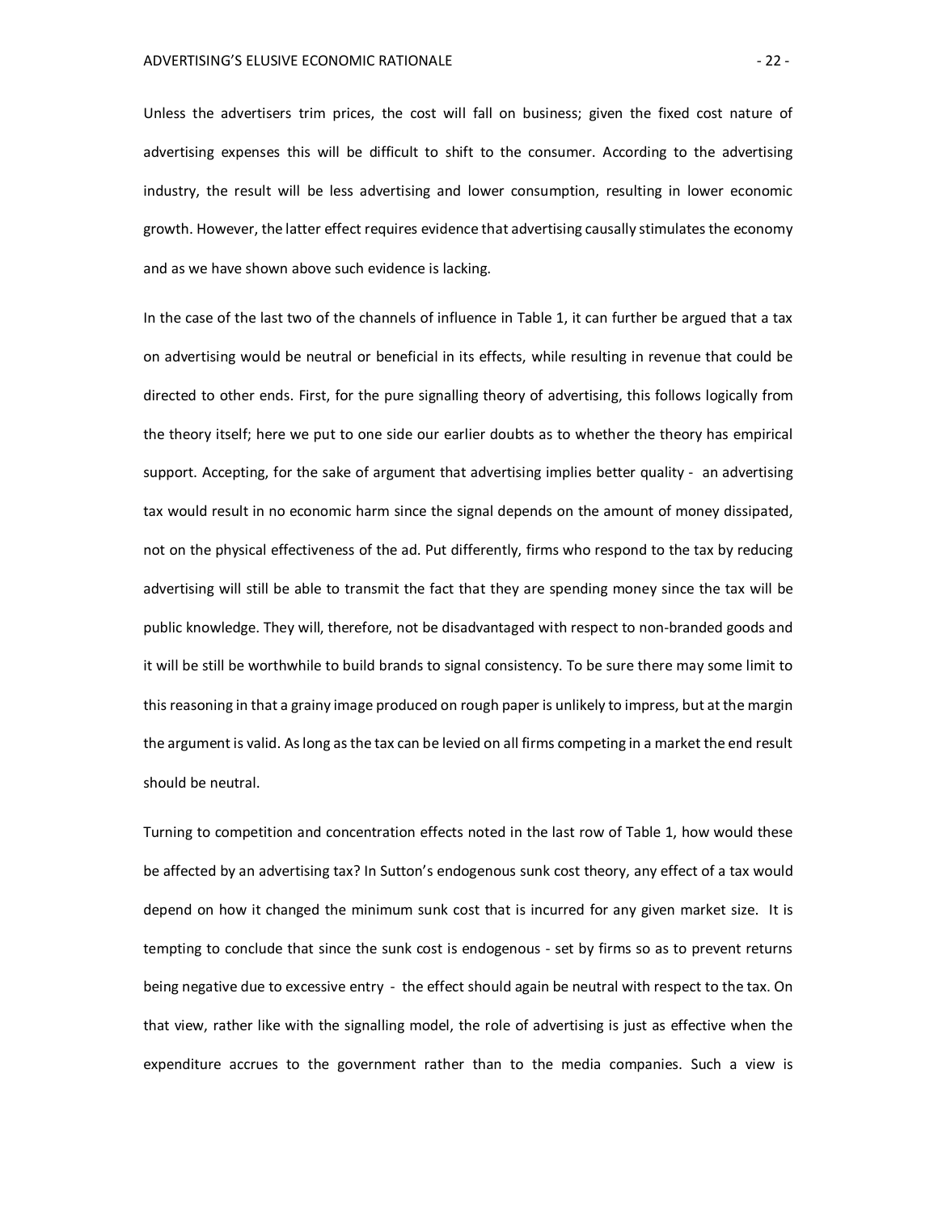Unless the advertisers trim prices, the cost will fall on business; given the fixed cost nature of advertising expenses this will be difficult to shift to the consumer. According to the advertising industry, the result will be less advertising and lower consumption, resulting in lower economic growth. However, the latter effect requires evidence that advertising causally stimulates the economy and as we have shown above such evidence is lacking.

In the case of the last two of the channels of influence in Table 1, it can further be argued that a tax on advertising would be neutral or beneficial in its effects, while resulting in revenue that could be directed to other ends. First, for the pure signalling theory of advertising, this follows logically from the theory itself; here we put to one side our earlier doubts as to whether the theory has empirical support. Accepting, for the sake of argument that advertising implies better quality - an advertising tax would result in no economic harm since the signal depends on the amount of money dissipated, not on the physical effectiveness of the ad. Put differently, firms who respond to the tax by reducing advertising will still be able to transmit the fact that they are spending money since the tax will be public knowledge. They will, therefore, not be disadvantaged with respect to non-branded goods and it will be still be worthwhile to build brands to signal consistency. To be sure there may some limit to this reasoning in that a grainy image produced on rough paper is unlikely to impress, but at the margin the argument is valid. As long as the tax can be levied on all firms competing in a market the end result should be neutral.

Turning to competition and concentration effects noted in the last row of Table 1, how would these be affected by an advertising tax? In Sutton's endogenous sunk cost theory, any effect of a tax would depend on how it changed the minimum sunk cost that is incurred for any given market size. It is tempting to conclude that since the sunk cost is endogenous - set by firms so as to prevent returns being negative due to excessive entry - the effect should again be neutral with respect to the tax. On that view, rather like with the signalling model, the role of advertising is just as effective when the expenditure accrues to the government rather than to the media companies. Such a view is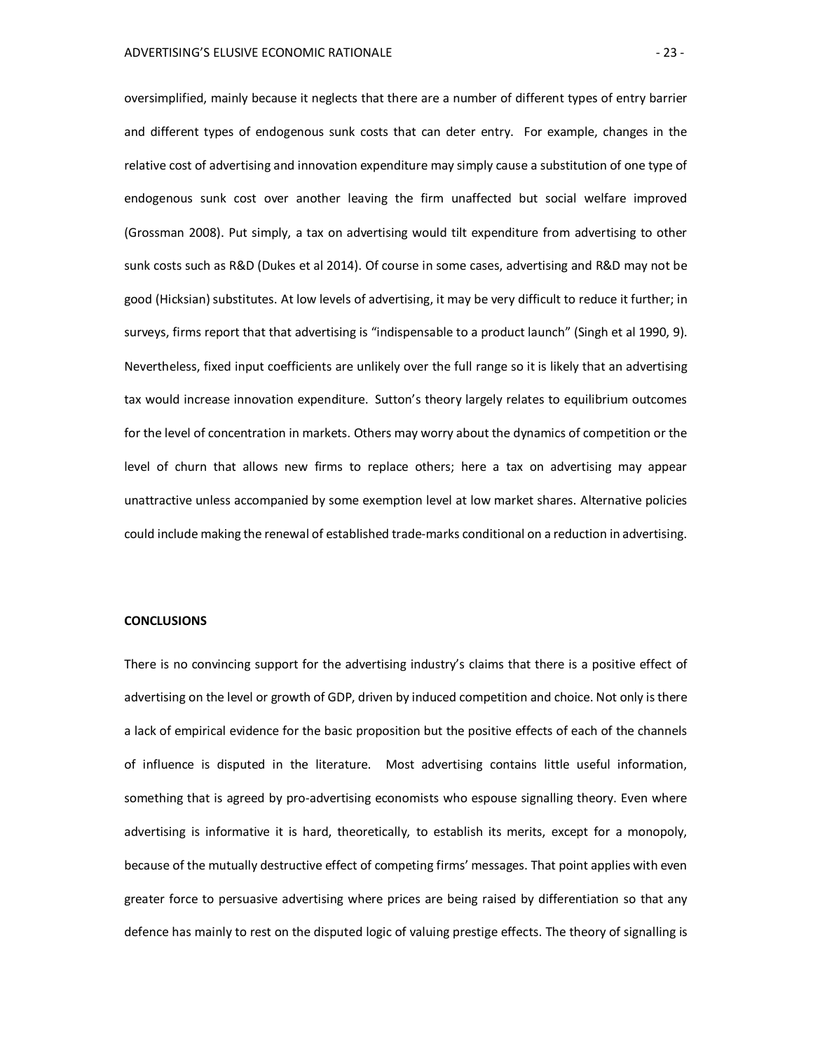oversimplified, mainly because it neglects that there are a number of different types of entry barrier and different types of endogenous sunk costs that can deter entry. For example, changes in the relative cost of advertising and innovation expenditure may simply cause a substitution of one type of endogenous sunk cost over another leaving the firm unaffected but social welfare improved (Grossman 2008). Put simply, a tax on advertising would tilt expenditure from advertising to other sunk costs such as R&D (Dukes et al 2014). Of course in some cases, advertising and R&D may not be good (Hicksian) substitutes. At low levels of advertising, it may be very difficult to reduce it further; in surveys, firms report that that advertising is "indispensable to a product launch" (Singh et al 1990, 9). Nevertheless, fixed input coefficients are unlikely over the full range so it is likely that an advertising tax would increase innovation expenditure. Sutton's theory largely relates to equilibrium outcomes for the level of concentration in markets. Others may worry about the dynamics of competition or the level of churn that allows new firms to replace others; here a tax on advertising may appear unattractive unless accompanied by some exemption level at low market shares. Alternative policies could include making the renewal of established trade-marks conditional on a reduction in advertising.

## CONCLUSIONS

There is no convincing support for the advertising industry's claims that there is a positive effect of advertising on the level or growth of GDP, driven by induced competition and choice. Not only is there a lack of empirical evidence for the basic proposition but the positive effects of each of the channels of influence is disputed in the literature. Most advertising contains little useful information, something that is agreed by pro-advertising economists who espouse signalling theory. Even where advertising is informative it is hard, theoretically, to establish its merits, except for a monopoly, because of the mutually destructive effect of competing firms' messages. That point applies with even greater force to persuasive advertising where prices are being raised by differentiation so that any defence has mainly to rest on the disputed logic of valuing prestige effects. The theory of signalling is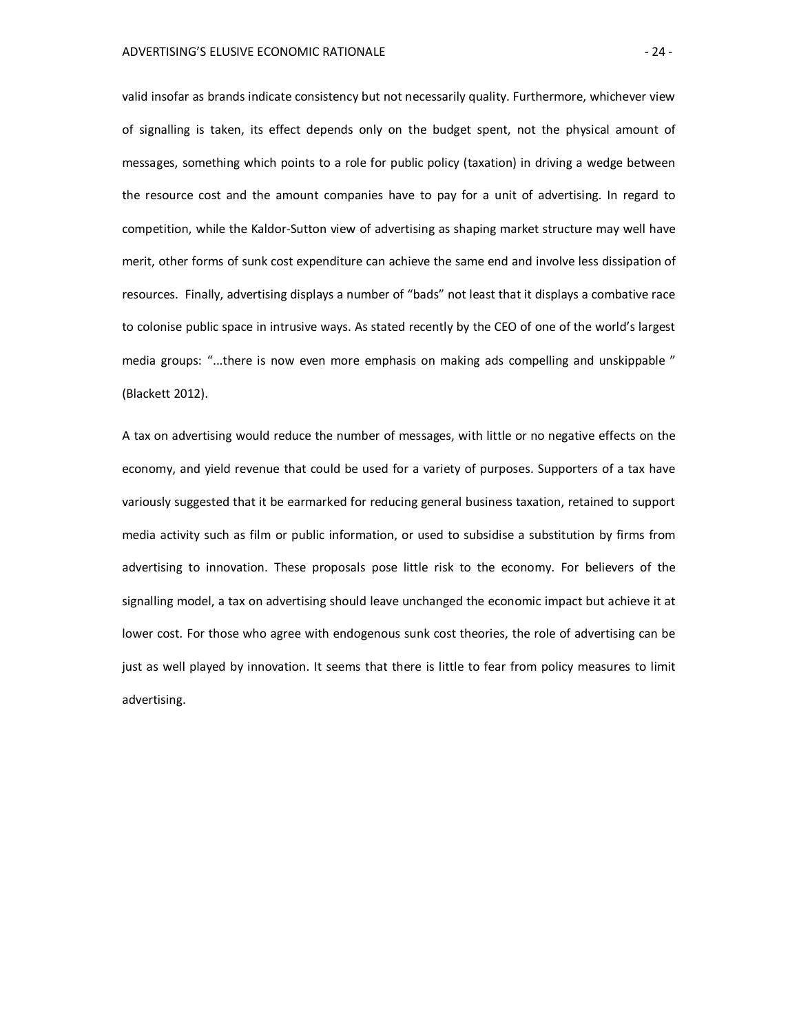valid insofar as brands indicate consistency but not necessarily quality. Furthermore, whichever view of signalling is taken, its effect depends only on the budget spent, not the physical amount of messages, something which points to a role for public policy (taxation) in driving a wedge between the resource cost and the amount companies have to pay for a unit of advertising. In regard to competition, while the Kaldor-Sutton view of advertising as shaping market structure may well have merit, other forms of sunk cost expenditure can achieve the same end and involve less dissipation of resources. Finally, advertising displays a number of "bads" not least that it displays a combative race to colonise public space in intrusive ways. As stated recently by the CEO of one of the world's largest media groups: "...there is now even more emphasis on making ads compelling and unskippable " (Blackett 2012).

A tax on advertising would reduce the number of messages, with little or no negative effects on the economy, and yield revenue that could be used for a variety of purposes. Supporters of a tax have variously suggested that it be earmarked for reducing general business taxation, retained to support media activity such as film or public information, or used to subsidise a substitution by firms from advertising to innovation. These proposals pose little risk to the economy. For believers of the signalling model, a tax on advertising should leave unchanged the economic impact but achieve it at lower cost. For those who agree with endogenous sunk cost theories, the role of advertising can be just as well played by innovation. It seems that there is little to fear from policy measures to limit advertising.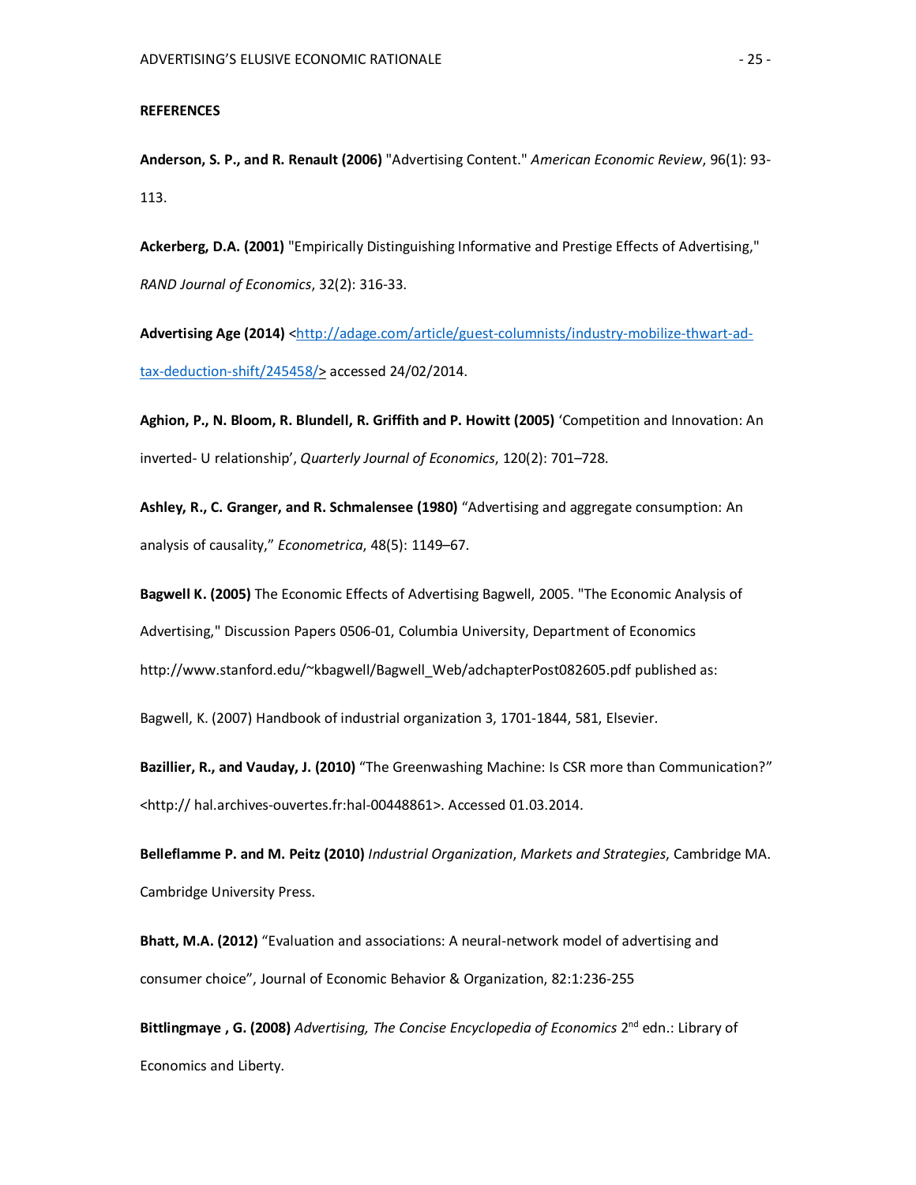**REFERENCES**

**Anderson, S. P., and R. Renault (2006)** "Advertising Content." *American Economic Review*, 96(1): 93-113.

**Ackerberg, D.A. (2001)** "Empirically Distinguishing Informative and Prestige Effects of Advertising," *RAND Journal of Economics*, 32(2): 316-33.

**Advertising Age (2014)** <http://adage.com/article/guest-columnists/industry-mobilize-thwart-ad-tax-deduction-shift/245458/> accessed 24/02/2014.

**Aghion, P., N. Bloom, R. Blundell, R. Griffith and P. Howitt (2005)** 'Competition and Innovation: An inverted- U relationship', *Quarterly Journal of Economics*, 120(2): 701–728.

**Ashley, R., C. Granger, and R. Schmalensee (1980)** "Advertising and aggregate consumption: An analysis of causality," *Econometrica*, 48(5): 1149–67.

**Bagwell K. (2005)** The Economic Effects of Advertising Bagwell, 2005. "The Economic Analysis of Advertising," Discussion Papers 0506-01, Columbia University, Department of Economics http://www.stanford.edu/~kbagwell/Bagwell_Web/adchapterPost082605.pdf published as:

Bagwell, K. (2007) Handbook of industrial organization 3, 1701-1844, 581, Elsevier.

**Bazillier, R., and Vauday, J. (2010)** "The Greenwashing Machine: Is CSR more than Communication?" <http:// hal.archives-ouvertes.fr:hal-00448861>. Accessed 01.03.2014.

**Belleflamme P. and M. Peitz (2010)** *Industrial Organization*, *Markets and Strategies*, Cambridge MA. Cambridge University Press.

**Bhatt, M.A. (2012)** "Evaluation and associations: A neural-network model of advertising and consumer choice", Journal of Economic Behavior & Organization, 82:1:236-255

**Bittlingmaye , G. (2008)** *Advertising, The Concise Encyclopedia of Economics* 2nd edn.: Library of Economics and Liberty.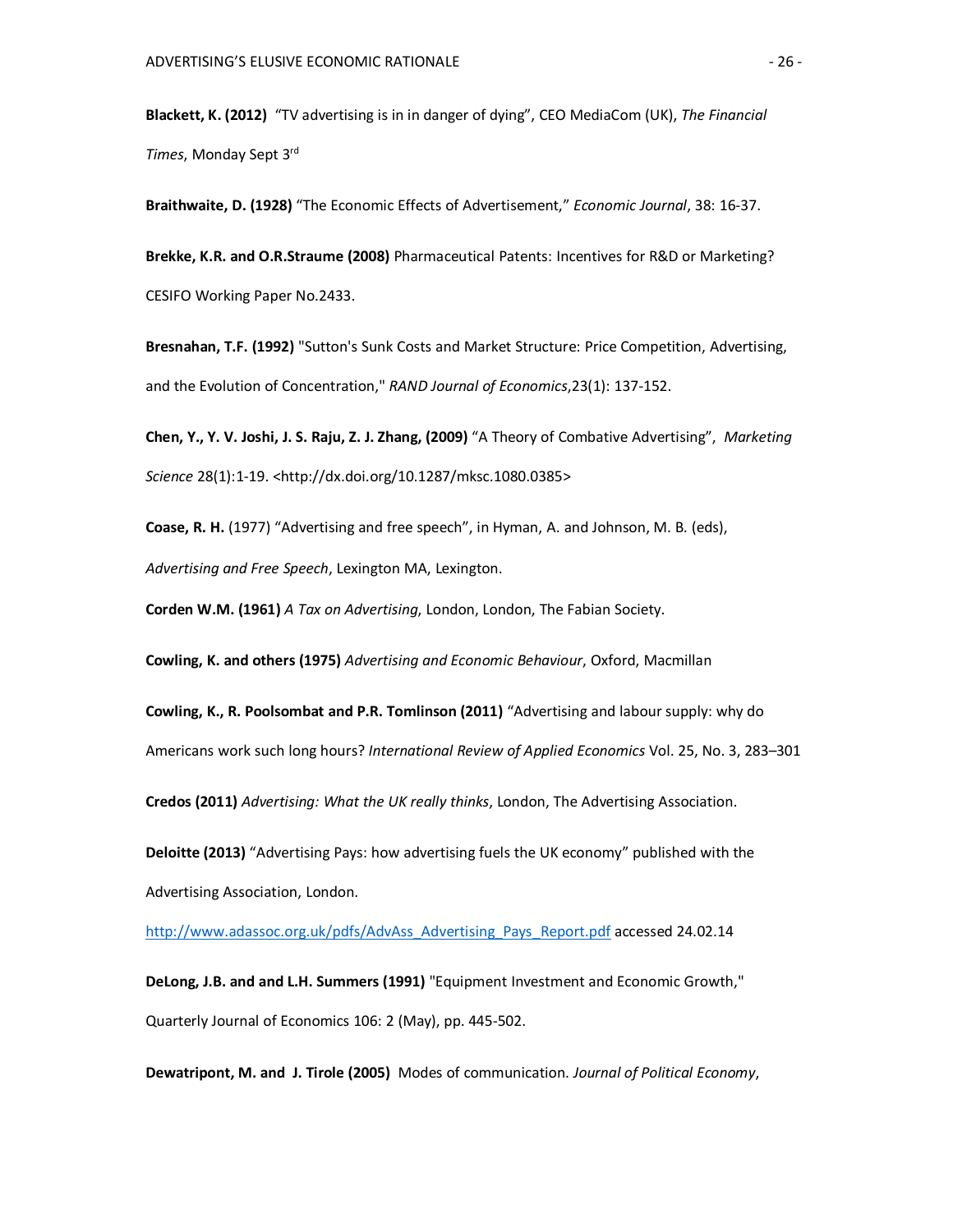**Blackett, K. (2012)** "TV advertising is in in danger of dying", CEO MediaCom (UK), *The Financial Times*, Monday Sept 3rd

**Braithwaite, D. (1928)** "The Economic Effects of Advertisement," *Economic Journal*, 38: 16-37.

**Brekke, K.R. and O.R.Straume (2008)** Pharmaceutical Patents: Incentives for R&D or Marketing? CESIFO Working Paper No.2433.

**Bresnahan, T.F. (1992)** "Sutton's Sunk Costs and Market Structure: Price Competition, Advertising, and the Evolution of Concentration," *RAND Journal of Economics*,23(1): 137-152.

**Chen, Y., Y. V. Joshi, J. S. Raju, Z. J. Zhang, (2009)** "A Theory of Combative Advertising", *Marketing Science* 28(1):1-19. <http://dx.doi.org/10.1287/mksc.1080.0385>

**Coase, R. H.** (1977) "Advertising and free speech", in Hyman, A. and Johnson, M. B. (eds), *Advertising and Free Speech*, Lexington MA, Lexington.

**Corden W.M. (1961)** *A Tax on Advertising*, London, London, The Fabian Society.

**Cowling, K. and others (1975)** *Advertising and Economic Behaviour*, Oxford, Macmillan

**Cowling, K., R. Poolsombat and P.R. Tomlinson (2011)** "Advertising and labour supply: why do Americans work such long hours? *International Review of Applied Economics* Vol. 25, No. 3, 283–301

**Credos (2011)** *Advertising: What the UK really thinks*, London, The Advertising Association.

**Deloitte (2013)** "Advertising Pays: how advertising fuels the UK economy" published with the Advertising Association, London. http://www.adassoc.org.uk/pdfs/AdvAss_Advertising_Pays_Report.pdf accessed 24.02.14

**DeLong, J.B. and and L.H. Summers (1991)** "Equipment Investment and Economic Growth," Quarterly Journal of Economics 106: 2 (May), pp. 445-502.

**Dewatripont, M. and J. Tirole (2005)** Modes of communication. *Journal of Political Economy*,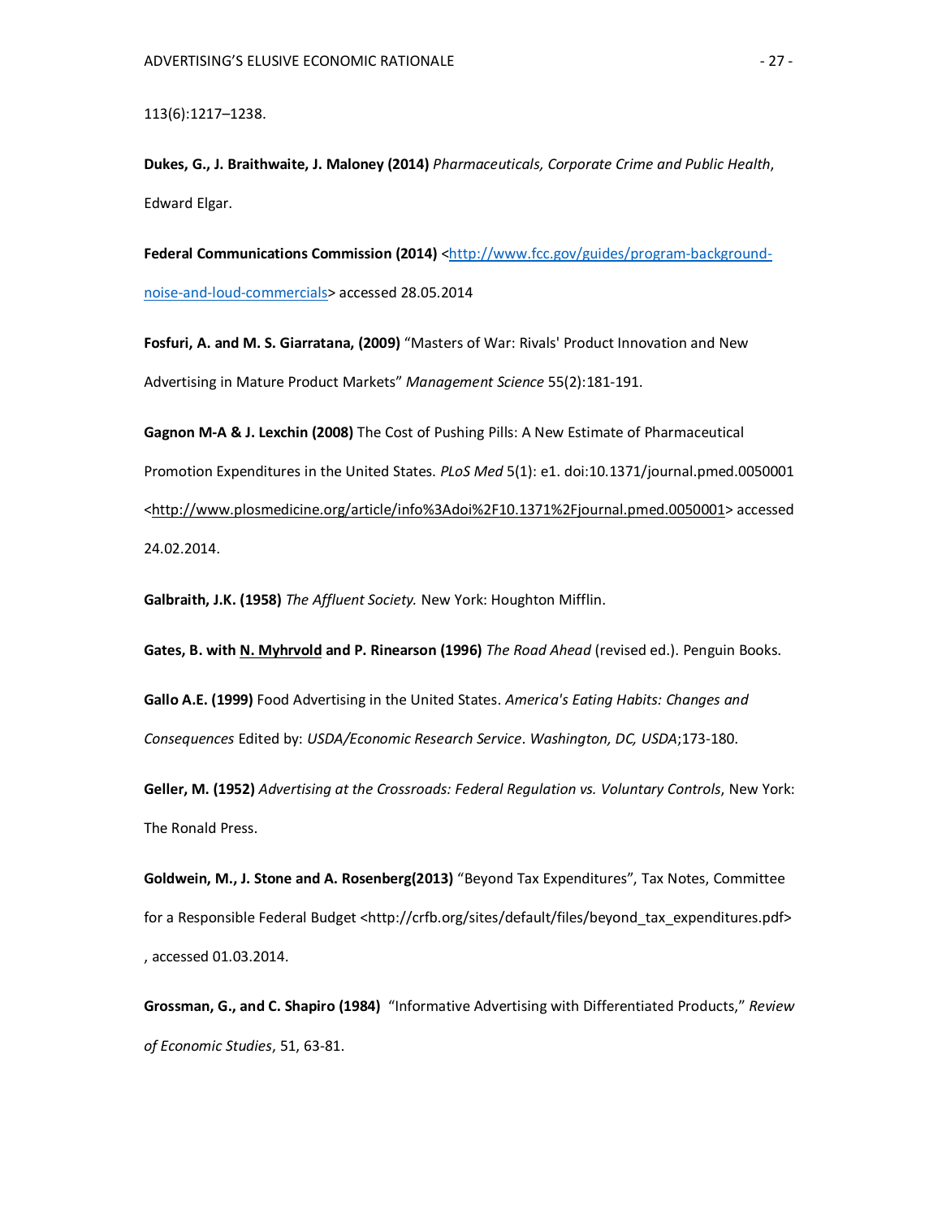113(6):1217–1238.

**Dukes, G., J. Braithwaite, J. Maloney (2014)** *Pharmaceuticals, Corporate Crime and Public Health*, Edward Elgar.

**Federal Communications Commission (2014)** <http://www.fcc.gov/guides/program-background-noise-and-loud-commercials> accessed 28.05.2014

**Fosfuri, A. and M. S. Giarratana, (2009)** "Masters of War: Rivals' Product Innovation and New Advertising in Mature Product Markets" *Management Science* 55(2):181-191.

**Gagnon M-A & J. Lexchin (2008)** The Cost of Pushing Pills: A New Estimate of Pharmaceutical Promotion Expenditures in the United States. *PLoS Med* 5(1): e1. doi:10.1371/journal.pmed.0050001 <http://www.plosmedicine.org/article/info%3Adoi%2F10.1371%2Fjournal.pmed.0050001> accessed 24.02.2014.

**Galbraith, J.K. (1958)** *The Affluent Society.* New York: Houghton Mifflin.

**Gates, B. with N. Myhrvold and P. Rinearson (1996)** *The Road Ahead* (revised ed.). Penguin Books.

**Gallo A.E. (1999)** Food Advertising in the United States. *America's Eating Habits: Changes and Consequences* Edited by: *USDA/Economic Research Service*. *Washington, DC, USDA*;173-180.

**Geller, M. (1952)** *Advertising at the Crossroads: Federal Regulation vs. Voluntary Controls*, New York: The Ronald Press.

**Goldwein, M., J. Stone and A. Rosenberg(2013)** "Beyond Tax Expenditures", Tax Notes, Committee for a Responsible Federal Budget <http://crfb.org/sites/default/files/beyond_tax_expenditures.pdf> , accessed 01.03.2014.

**Grossman, G., and C. Shapiro (1984)** "Informative Advertising with Differentiated Products," *Review of Economic Studies*, 51, 63-81.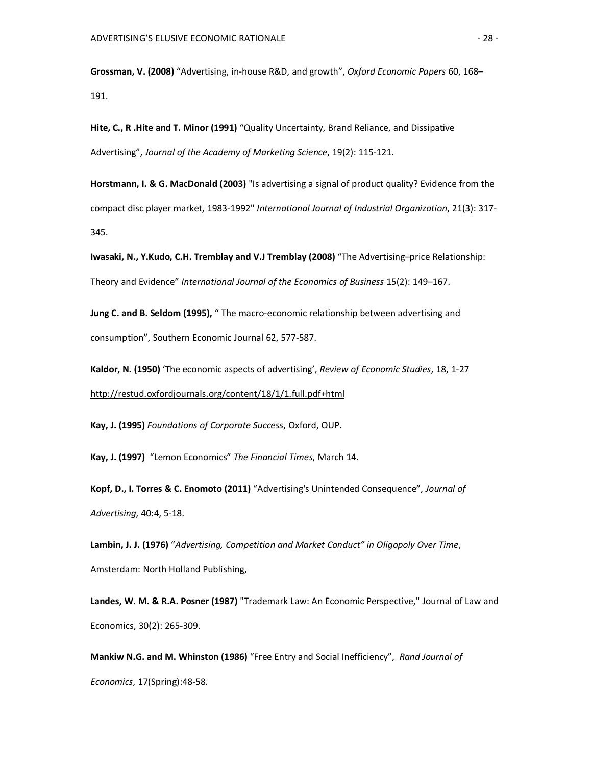**Grossman, V. (2008)** "Advertising, in-house R&D, and growth", *Oxford Economic Papers* 60, 168–191.

**Hite, C., R .Hite and T. Minor (1991)** "Quality Uncertainty, Brand Reliance, and Dissipative Advertising", *Journal of the Academy of Marketing Science*, 19(2): 115-121.

**Horstmann, I. & G. MacDonald (2003)** "Is advertising a signal of product quality? Evidence from the compact disc player market, 1983-1992" *International Journal of Industrial Organization*, 21(3): 317-345.

**Iwasaki, N., Y.Kudo, C.H. Tremblay and V.J Tremblay (2008)** "The Advertising–price Relationship: Theory and Evidence" *International Journal of the Economics of Business* 15(2): 149–167.

**Jung C. and B. Seldom (1995),** " The macro-economic relationship between advertising and consumption", Southern Economic Journal 62, 577-587.

**Kaldor, N. (1950)** 'The economic aspects of advertising', *Review of Economic Studies*, 18, 1-27 http://restud.oxfordjournals.org/content/18/1/1.full.pdf+html

**Kay, J. (1995)** *Foundations of Corporate Success*, Oxford, OUP.

**Kay, J. (1997)** "Lemon Economics" *The Financial Times*, March 14.

**Kopf, D., I. Torres & C. Enomoto (2011)** "Advertising's Unintended Consequence", *Journal of Advertising*, 40:4, 5-18.

**Lambin, J. J. (1976)** "*Advertising, Competition and Market Conduct" in Oligopoly Over Time*, Amsterdam: North Holland Publishing,

**Landes, W. M. & R.A. Posner (1987)** "Trademark Law: An Economic Perspective," Journal of Law and Economics, 30(2): 265-309.

**Mankiw N.G. and M. Whinston (1986)** "Free Entry and Social Inefficiency", *Rand Journal of Economics*, 17(Spring):48-58.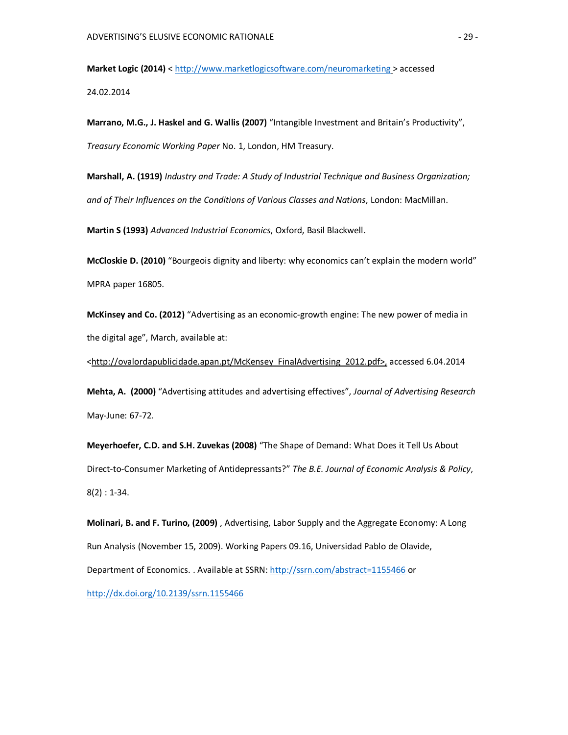**Market Logic (2014)** < http://www.marketlogicsoftware.com/neuromarketing > accessed 24.02.2014

**Marrano, M.G., J. Haskel and G. Wallis (2007)** "Intangible Investment and Britain's Productivity", *Treasury Economic Working Paper* No. 1, London, HM Treasury.

**Marshall, A. (1919)** *Industry and Trade: A Study of Industrial Technique and Business Organization; and of Their Influences on the Conditions of Various Classes and Nations*, London: MacMillan.

**Martin S (1993)** *Advanced Industrial Economics*, Oxford, Basil Blackwell.

**McCloskie D. (2010)** "Bourgeois dignity and liberty: why economics can't explain the modern world" MPRA paper 16805.

**McKinsey and Co. (2012)** "Advertising as an economic-growth engine: The new power of media in the digital age", March, available at: <http://ovalordapublicidade.apan.pt/McKensey_FinalAdvertising_2012.pdf>, accessed 6.04.2014

**Mehta, A. (2000)** "Advertising attitudes and advertising effectives", *Journal of Advertising Research* May-June: 67-72.

**Meyerhoefer, C.D. and S.H. Zuvekas (2008)** "The Shape of Demand: What Does it Tell Us About Direct-to-Consumer Marketing of Antidepressants?" *The B.E. Journal of Economic Analysis & Policy*, 8(2) : 1-34.

**Molinari, B. and F. Turino, (2009)** , Advertising, Labor Supply and the Aggregate Economy: A Long Run Analysis (November 15, 2009). Working Papers 09.16, Universidad Pablo de Olavide, Department of Economics. . Available at SSRN: http://ssrn.com/abstract=1155466 or http://dx.doi.org/10.2139/ssrn.1155466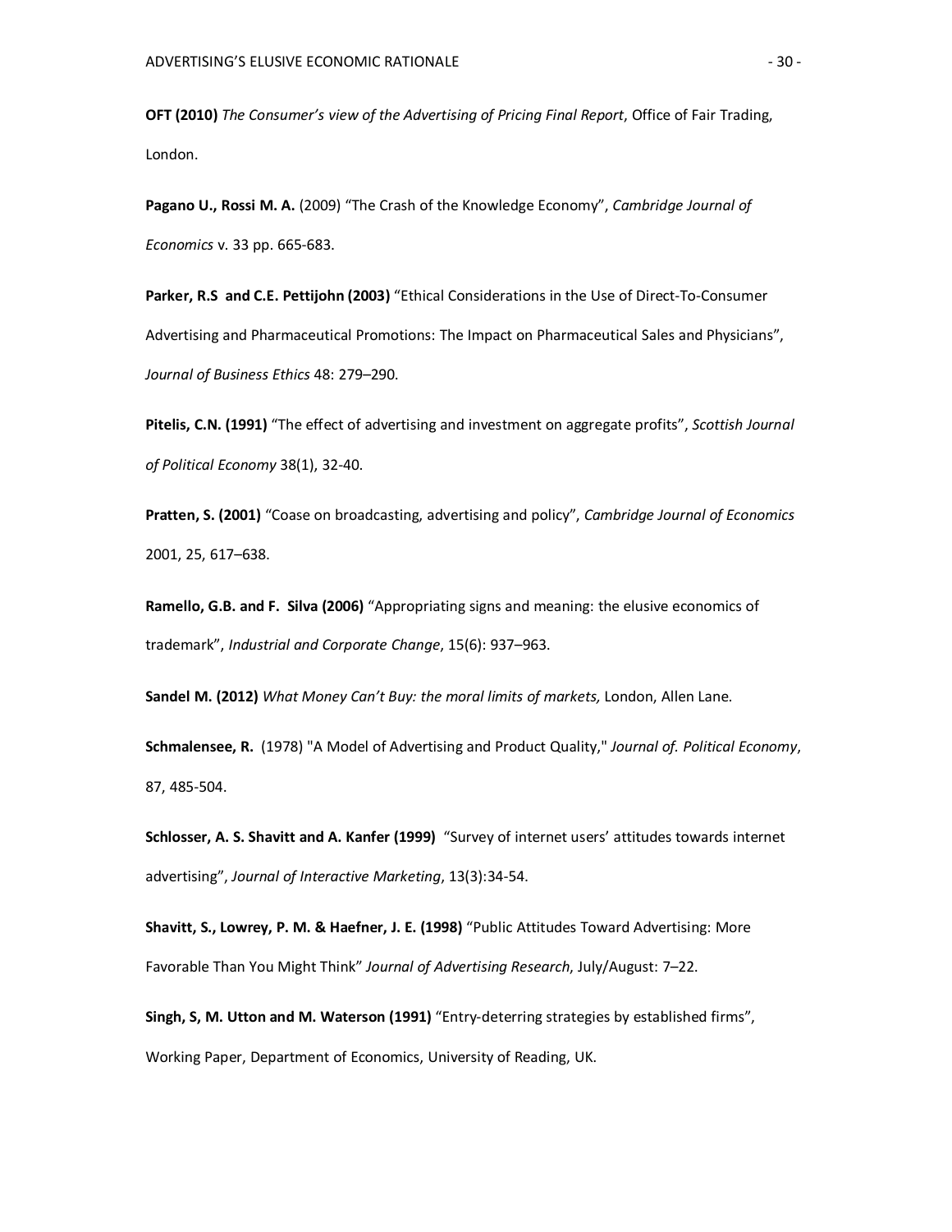**OFT (2010)** *The Consumer's view of the Advertising of Pricing Final Report*, Office of Fair Trading, London.

**Pagano U., Rossi M. A.** (2009) "The Crash of the Knowledge Economy", *Cambridge Journal of Economics* v. 33 pp. 665-683.

**Parker, R.S and C.E. Pettijohn (2003)** "Ethical Considerations in the Use of Direct-To-Consumer Advertising and Pharmaceutical Promotions: The Impact on Pharmaceutical Sales and Physicians", *Journal of Business Ethics* 48: 279–290.

**Pitelis, C.N. (1991)** "The effect of advertising and investment on aggregate profits", *Scottish Journal of Political Economy* 38(1), 32-40.

**Pratten, S. (2001)** "Coase on broadcasting, advertising and policy", *Cambridge Journal of Economics* 2001, 25, 617–638.

**Ramello, G.B. and F. Silva (2006)** "Appropriating signs and meaning: the elusive economics of trademark", *Industrial and Corporate Change*, 15(6): 937–963.

**Sandel M. (2012)** *What Money Can't Buy: the moral limits of markets,* London, Allen Lane.

**Schmalensee, R.** (1978) "A Model of Advertising and Product Quality," *Journal of. Political Economy*, 87, 485-504.

**Schlosser, A. S. Shavitt and A. Kanfer (1999)** "Survey of internet users' attitudes towards internet advertising", *Journal of Interactive Marketing*, 13(3):34-54.

**Shavitt, S., Lowrey, P. M. & Haefner, J. E. (1998)** "Public Attitudes Toward Advertising: More Favorable Than You Might Think" *Journal of Advertising Research*, July/August: 7–22.

**Singh, S, M. Utton and M. Waterson (1991)** "Entry-deterring strategies by established firms", Working Paper, Department of Economics, University of Reading, UK.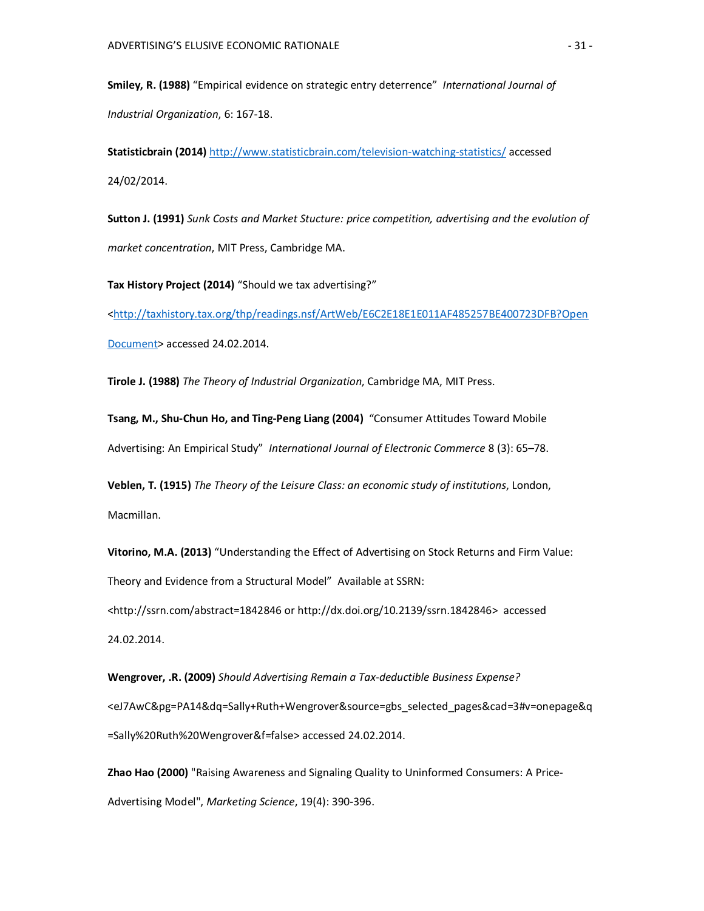**Smiley, R. (1988)** “Empirical evidence on strategic entry deterrence” *International Journal of Industrial Organization*, 6: 167-18.

**Statisticbrain (2014)** http://www.statisticbrain.com/television-watching-statistics/ accessed 24/02/2014.

**Sutton J. (1991)** *Sunk Costs and Market Stucture: price competition, advertising and the evolution of market concentration*, MIT Press, Cambridge MA.

**Tax History Project (2014)** “Should we tax advertising?” <http://taxhistory.tax.org/thp/readings.nsf/ArtWeb/E6C2E18E1E011AF485257BE400723DFB?OpenDocument> accessed 24.02.2014.

**Tirole J. (1988)** *The Theory of Industrial Organization*, Cambridge MA, MIT Press.

**Tsang, M., Shu-Chun Ho, and Ting-Peng Liang (2004)** “Consumer Attitudes Toward Mobile Advertising: An Empirical Study” *International Journal of Electronic Commerce* 8 (3): 65–78.

**Veblen, T. (1915)** *The Theory of the Leisure Class: an economic study of institutions*, London, Macmillan.

**Vitorino, M.A. (2013)** “Understanding the Effect of Advertising on Stock Returns and Firm Value: Theory and Evidence from a Structural Model” Available at SSRN: <http://ssrn.com/abstract=1842846 or http://dx.doi.org/10.2139/ssrn.1842846> accessed 24.02.2014.

**Wengrover, .R. (2009)** *Should Advertising Remain a Tax-deductible Business Expense?* <eJ7AwC&pg=PA14&dq=Sally+Ruth+Wengrover&source=gbs_selected_pages&cad=3#v=onepage&q=Sally%20Ruth%20Wengrover&f=false> accessed 24.02.2014.

**Zhao Hao (2000)** "Raising Awareness and Signaling Quality to Uninformed Consumers: A Price-Advertising Model", *Marketing Science*, 19(4): 390-396.